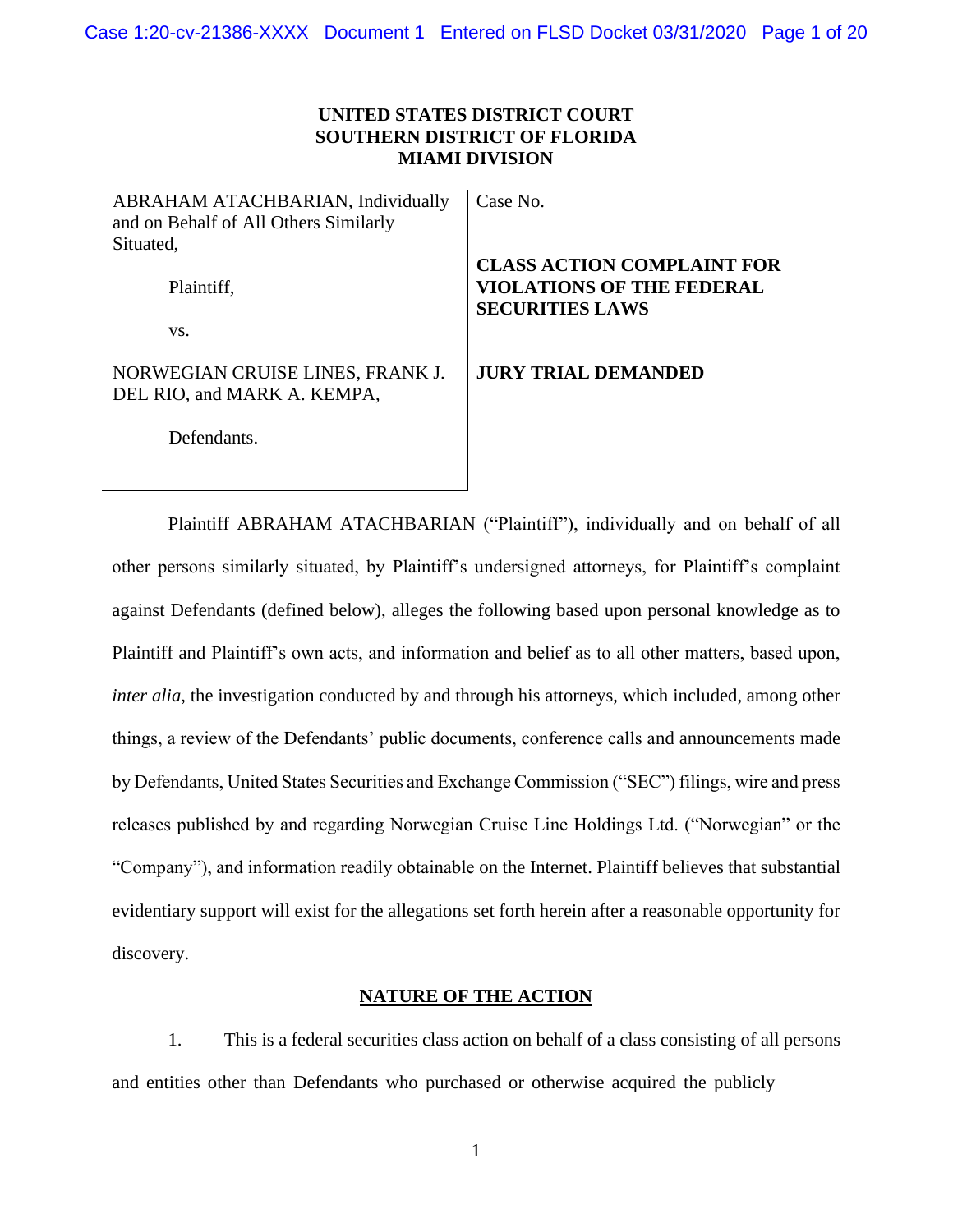**UNITED STATES DISTRICT COURT**
**SOUTHERN DISTRICT OF FLORIDA**
**MIAMI DIVISION**

| | |
|---|---|
| ABRAHAM ATACHBARIAN, Individually and on Behalf of All Others Similarly Situated,<br><br>Plaintiff,<br><br>vs.<br><br>NORWEGIAN CRUISE LINES, FRANK J. DEL RIO, and MARK A. KEMPA,<br><br>Defendants. | Case No.<br><br>**CLASS ACTION COMPLAINT FOR VIOLATIONS OF THE FEDERAL SECURITIES LAWS**<br><br>**JURY TRIAL DEMANDED** |

Plaintiff ABRAHAM ATACHBARIAN ("Plaintiff"), individually and on behalf of all other persons similarly situated, by Plaintiff's undersigned attorneys, for Plaintiff's complaint against Defendants (defined below), alleges the following based upon personal knowledge as to Plaintiff and Plaintiff's own acts, and information and belief as to all other matters, based upon, *inter alia*, the investigation conducted by and through his attorneys, which included, among other things, a review of the Defendants' public documents, conference calls and announcements made by Defendants, United States Securities and Exchange Commission ("SEC") filings, wire and press releases published by and regarding Norwegian Cruise Line Holdings Ltd. ("Norwegian" or the "Company"), and information readily obtainable on the Internet. Plaintiff believes that substantial evidentiary support will exist for the allegations set forth herein after a reasonable opportunity for discovery.

## NATURE OF THE ACTION

1. This is a federal securities class action on behalf of a class consisting of all persons and entities other than Defendants who purchased or otherwise acquired the publicly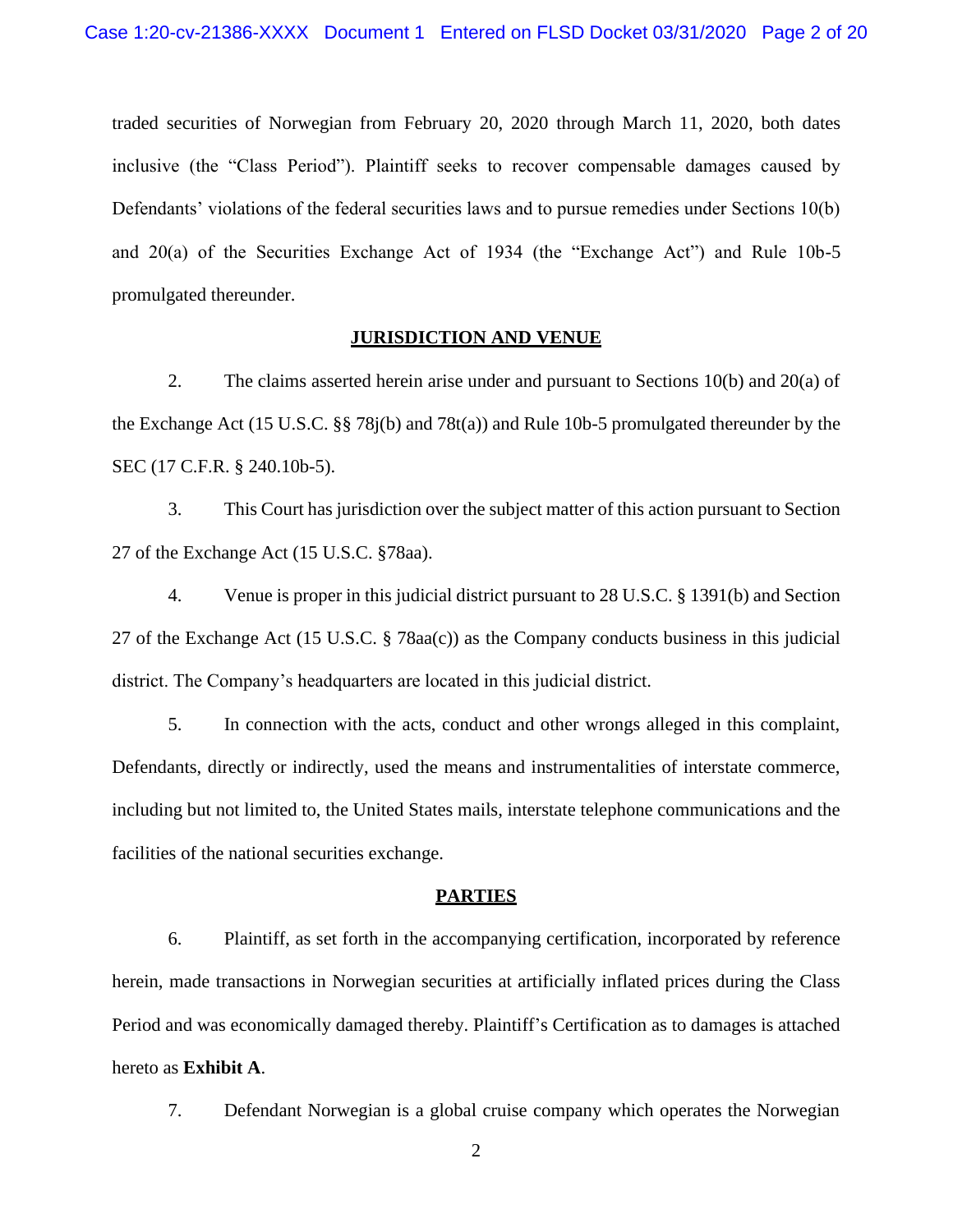traded securities of Norwegian from February 20, 2020 through March 11, 2020, both dates inclusive (the "Class Period"). Plaintiff seeks to recover compensable damages caused by Defendants' violations of the federal securities laws and to pursue remedies under Sections 10(b) and 20(a) of the Securities Exchange Act of 1934 (the "Exchange Act") and Rule 10b-5 promulgated thereunder.

## JURISDICTION AND VENUE

2. The claims asserted herein arise under and pursuant to Sections 10(b) and 20(a) of the Exchange Act (15 U.S.C. §§ 78j(b) and 78t(a)) and Rule 10b-5 promulgated thereunder by the SEC (17 C.F.R. § 240.10b-5).

3. This Court has jurisdiction over the subject matter of this action pursuant to Section 27 of the Exchange Act (15 U.S.C. §78aa).

4. Venue is proper in this judicial district pursuant to 28 U.S.C. § 1391(b) and Section 27 of the Exchange Act (15 U.S.C. § 78aa(c)) as the Company conducts business in this judicial district. The Company's headquarters are located in this judicial district.

5. In connection with the acts, conduct and other wrongs alleged in this complaint, Defendants, directly or indirectly, used the means and instrumentalities of interstate commerce, including but not limited to, the United States mails, interstate telephone communications and the facilities of the national securities exchange.

## PARTIES

6. Plaintiff, as set forth in the accompanying certification, incorporated by reference herein, made transactions in Norwegian securities at artificially inflated prices during the Class Period and was economically damaged thereby. Plaintiff's Certification as to damages is attached hereto as **Exhibit A**.

7. Defendant Norwegian is a global cruise company which operates the Norwegian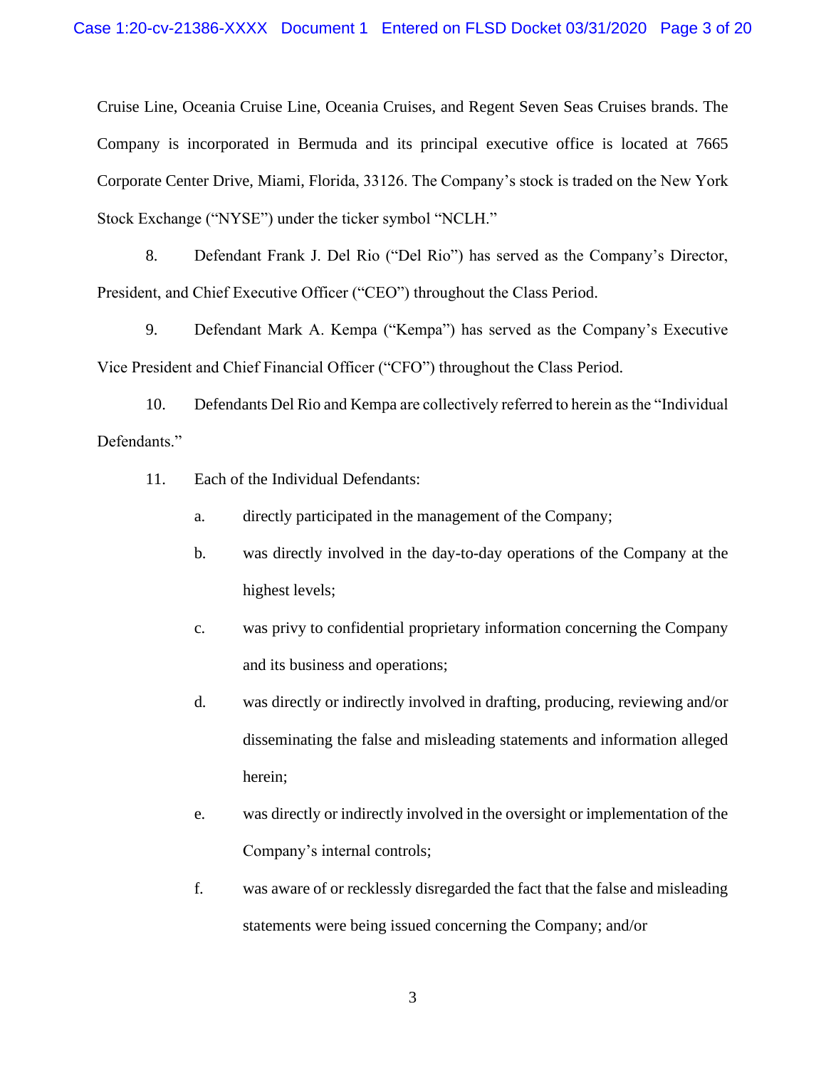Cruise Line, Oceania Cruise Line, Oceania Cruises, and Regent Seven Seas Cruises brands. The Company is incorporated in Bermuda and its principal executive office is located at 7665 Corporate Center Drive, Miami, Florida, 33126. The Company's stock is traded on the New York Stock Exchange ("NYSE") under the ticker symbol "NCLH."

8. Defendant Frank J. Del Rio ("Del Rio") has served as the Company's Director, President, and Chief Executive Officer ("CEO") throughout the Class Period.

9. Defendant Mark A. Kempa ("Kempa") has served as the Company's Executive Vice President and Chief Financial Officer ("CFO") throughout the Class Period.

10. Defendants Del Rio and Kempa are collectively referred to herein as the "Individual Defendants."

11. Each of the Individual Defendants:

a. directly participated in the management of the Company;

b. was directly involved in the day-to-day operations of the Company at the highest levels;

c. was privy to confidential proprietary information concerning the Company and its business and operations;

d. was directly or indirectly involved in drafting, producing, reviewing and/or disseminating the false and misleading statements and information alleged herein;

e. was directly or indirectly involved in the oversight or implementation of the Company's internal controls;

f. was aware of or recklessly disregarded the fact that the false and misleading statements were being issued concerning the Company; and/or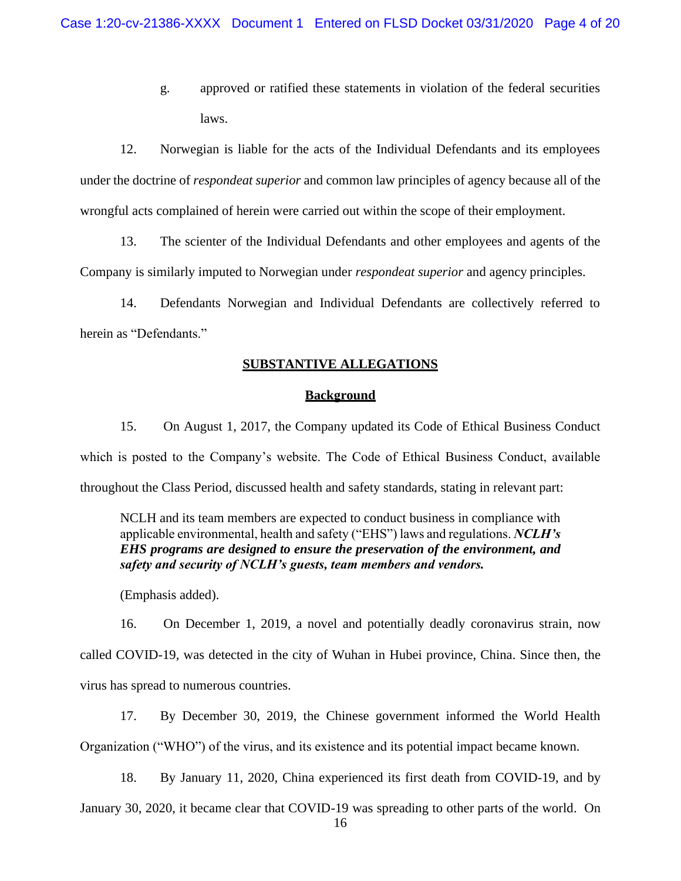g. approved or ratified these statements in violation of the federal securities laws.

12. Norwegian is liable for the acts of the Individual Defendants and its employees under the doctrine of *respondeat superior* and common law principles of agency because all of the wrongful acts complained of herein were carried out within the scope of their employment.

13. The scienter of the Individual Defendants and other employees and agents of the Company is similarly imputed to Norwegian under *respondeat superior* and agency principles.

14. Defendants Norwegian and Individual Defendants are collectively referred to herein as "Defendants."

## SUBSTANTIVE ALLEGATIONS

### Background

15. On August 1, 2017, the Company updated its Code of Ethical Business Conduct which is posted to the Company's website. The Code of Ethical Business Conduct, available throughout the Class Period, discussed health and safety standards, stating in relevant part:

> NCLH and its team members are expected to conduct business in compliance with applicable environmental, health and safety ("EHS") laws and regulations. ***NCLH's EHS programs are designed to ensure the preservation of the environment, and safety and security of NCLH's guests, team members and vendors.***
>
> (Emphasis added).

16. On December 1, 2019, a novel and potentially deadly coronavirus strain, now called COVID-19, was detected in the city of Wuhan in Hubei province, China. Since then, the virus has spread to numerous countries.

17. By December 30, 2019, the Chinese government informed the World Health Organization ("WHO") of the virus, and its existence and its potential impact became known.

18. By January 11, 2020, China experienced its first death from COVID-19, and by January 30, 2020, it became clear that COVID-19 was spreading to other parts of the world. On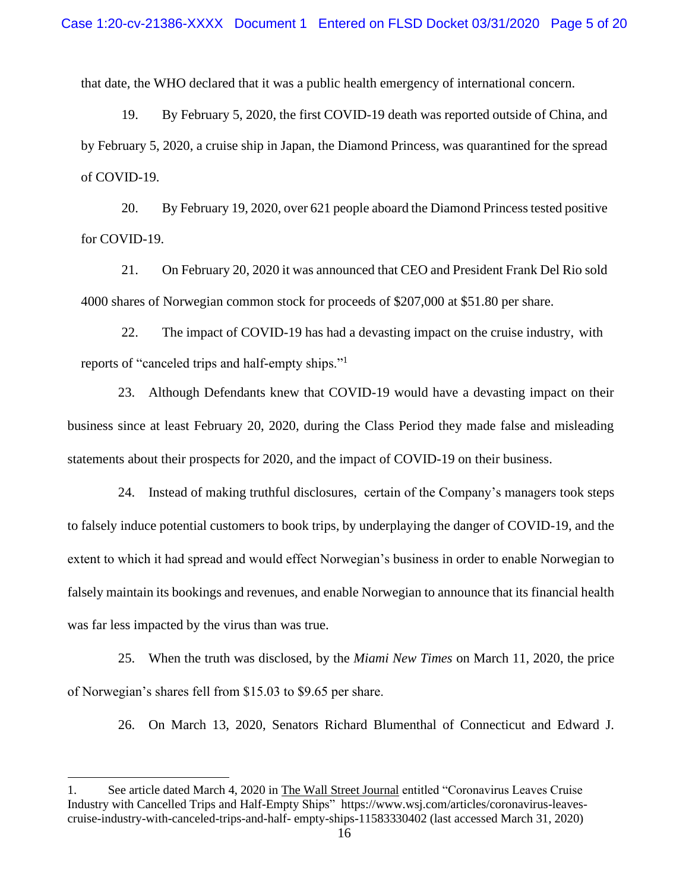that date, the WHO declared that it was a public health emergency of international concern.

19. By February 5, 2020, the first COVID-19 death was reported outside of China, and by February 5, 2020, a cruise ship in Japan, the Diamond Princess, was quarantined for the spread of COVID-19.

20. By February 19, 2020, over 621 people aboard the Diamond Princess tested positive for COVID-19.

21. On February 20, 2020 it was announced that CEO and President Frank Del Rio sold 4000 shares of Norwegian common stock for proceeds of $207,000 at $51.80 per share.

22. The impact of COVID-19 has had a devasting impact on the cruise industry, with reports of "canceled trips and half-empty ships."[1]

23. Although Defendants knew that COVID-19 would have a devasting impact on their business since at least February 20, 2020, during the Class Period they made false and misleading statements about their prospects for 2020, and the impact of COVID-19 on their business.

24. Instead of making truthful disclosures, certain of the Company's managers took steps to falsely induce potential customers to book trips, by underplaying the danger of COVID-19, and the extent to which it had spread and would effect Norwegian's business in order to enable Norwegian to falsely maintain its bookings and revenues, and enable Norwegian to announce that its financial health was far less impacted by the virus than was true.

25. When the truth was disclosed, by the *Miami New Times* on March 11, 2020, the price of Norwegian's shares fell from $15.03 to $9.65 per share.

26. On March 13, 2020, Senators Richard Blumenthal of Connecticut and Edward J.

---

1. See article dated March 4, 2020 in The Wall Street Journal entitled "Coronavirus Leaves Cruise Industry with Cancelled Trips and Half-Empty Ships" https://www.wsj.com/articles/coronavirus-leaves-cruise-industry-with-canceled-trips-and-half- empty-ships-11583330402 (last accessed March 31, 2020)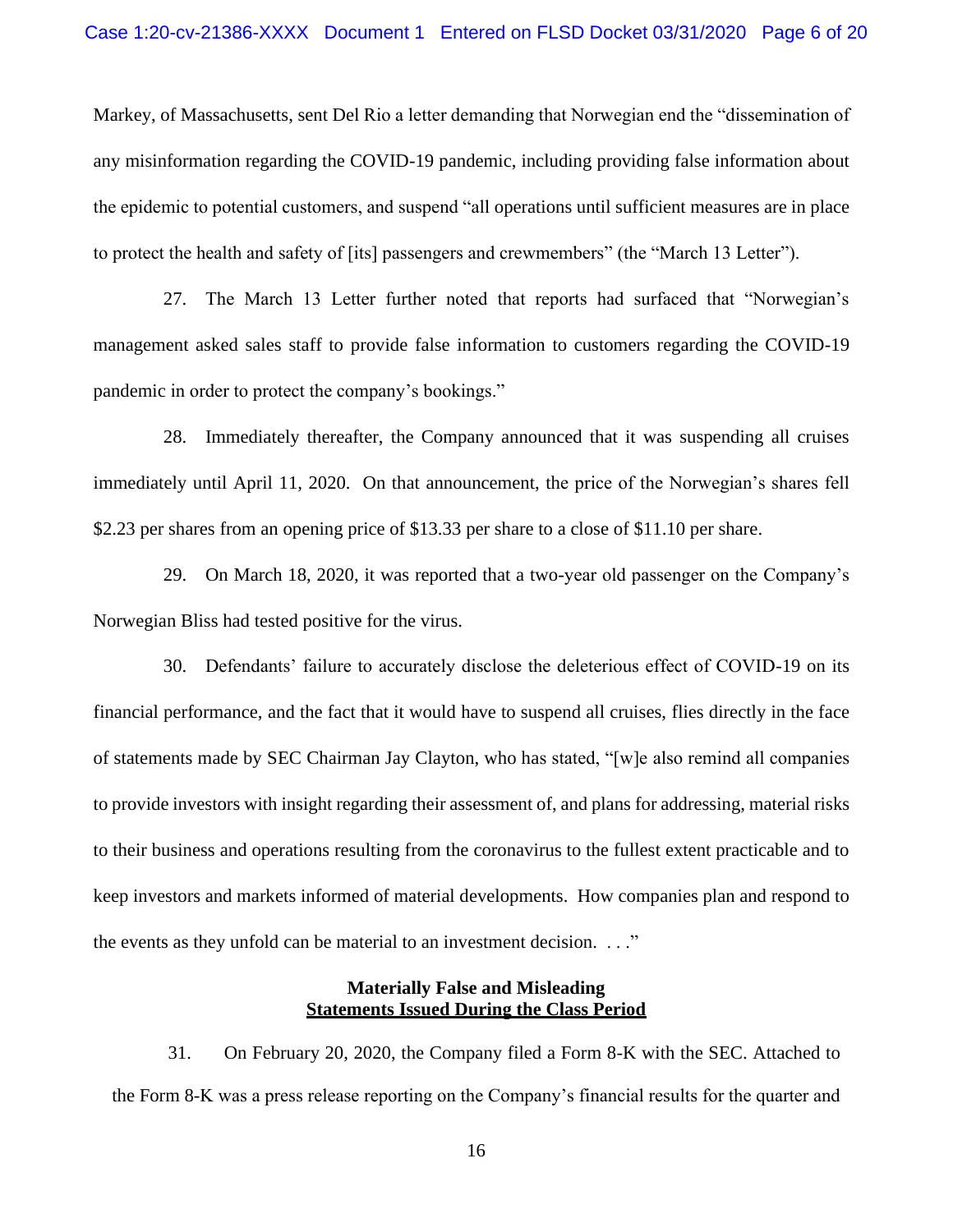Markey, of Massachusetts, sent Del Rio a letter demanding that Norwegian end the "dissemination of any misinformation regarding the COVID-19 pandemic, including providing false information about the epidemic to potential customers, and suspend "all operations until sufficient measures are in place to protect the health and safety of [its] passengers and crewmembers" (the "March 13 Letter").

27. The March 13 Letter further noted that reports had surfaced that "Norwegian's management asked sales staff to provide false information to customers regarding the COVID-19 pandemic in order to protect the company's bookings."

28. Immediately thereafter, the Company announced that it was suspending all cruises immediately until April 11, 2020. On that announcement, the price of the Norwegian's shares fell \$2.23 per shares from an opening price of \$13.33 per share to a close of \$11.10 per share.

29. On March 18, 2020, it was reported that a two-year old passenger on the Company's Norwegian Bliss had tested positive for the virus.

30. Defendants' failure to accurately disclose the deleterious effect of COVID-19 on its financial performance, and the fact that it would have to suspend all cruises, flies directly in the face of statements made by SEC Chairman Jay Clayton, who has stated, "[w]e also remind all companies to provide investors with insight regarding their assessment of, and plans for addressing, material risks to their business and operations resulting from the coronavirus to the fullest extent practicable and to keep investors and markets informed of material developments. How companies plan and respond to the events as they unfold can be material to an investment decision. . . ."

**Materially False and Misleading**
**<u>Statements Issued During the Class Period</u>**

31. On February 20, 2020, the Company filed a Form 8-K with the SEC. Attached to the Form 8-K was a press release reporting on the Company's financial results for the quarter and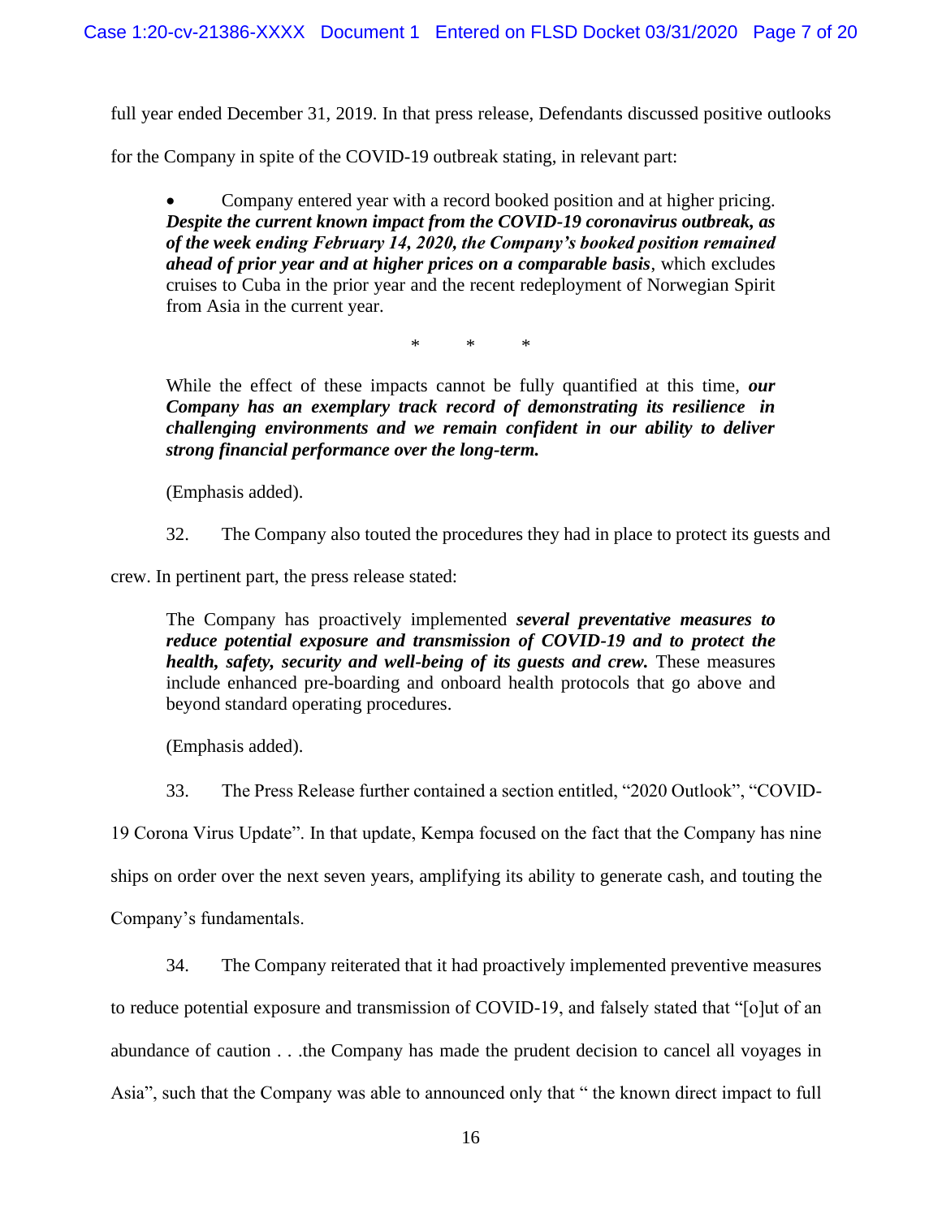full year ended December 31, 2019. In that press release, Defendants discussed positive outlooks for the Company in spite of the COVID-19 outbreak stating, in relevant part:

> - Company entered year with a record booked position and at higher pricing. ***Despite the current known impact from the COVID-19 coronavirus outbreak, as of the week ending February 14, 2020, the Company's booked position remained ahead of prior year and at higher prices on a comparable basis***, which excludes cruises to Cuba in the prior year and the recent redeployment of Norwegian Spirit from Asia in the current year.
>
> \* \* \*
>
> While the effect of these impacts cannot be fully quantified at this time, ***our Company has an exemplary track record of demonstrating its resilience in challenging environments and we remain confident in our ability to deliver strong financial performance over the long-term.***
>
> (Emphasis added).

32. The Company also touted the procedures they had in place to protect its guests and crew. In pertinent part, the press release stated:

> The Company has proactively implemented ***several preventative measures to reduce potential exposure and transmission of COVID-19 and to protect the health, safety, security and well-being of its guests and crew.*** These measures include enhanced pre-boarding and onboard health protocols that go above and beyond standard operating procedures.
>
> (Emphasis added).

33. The Press Release further contained a section entitled, "2020 Outlook", "COVID-19 Corona Virus Update". In that update, Kempa focused on the fact that the Company has nine ships on order over the next seven years, amplifying its ability to generate cash, and touting the Company's fundamentals.

34. The Company reiterated that it had proactively implemented preventive measures to reduce potential exposure and transmission of COVID-19, and falsely stated that "[o]ut of an abundance of caution . . .the Company has made the prudent decision to cancel all voyages in Asia", such that the Company was able to announced only that " the known direct impact to full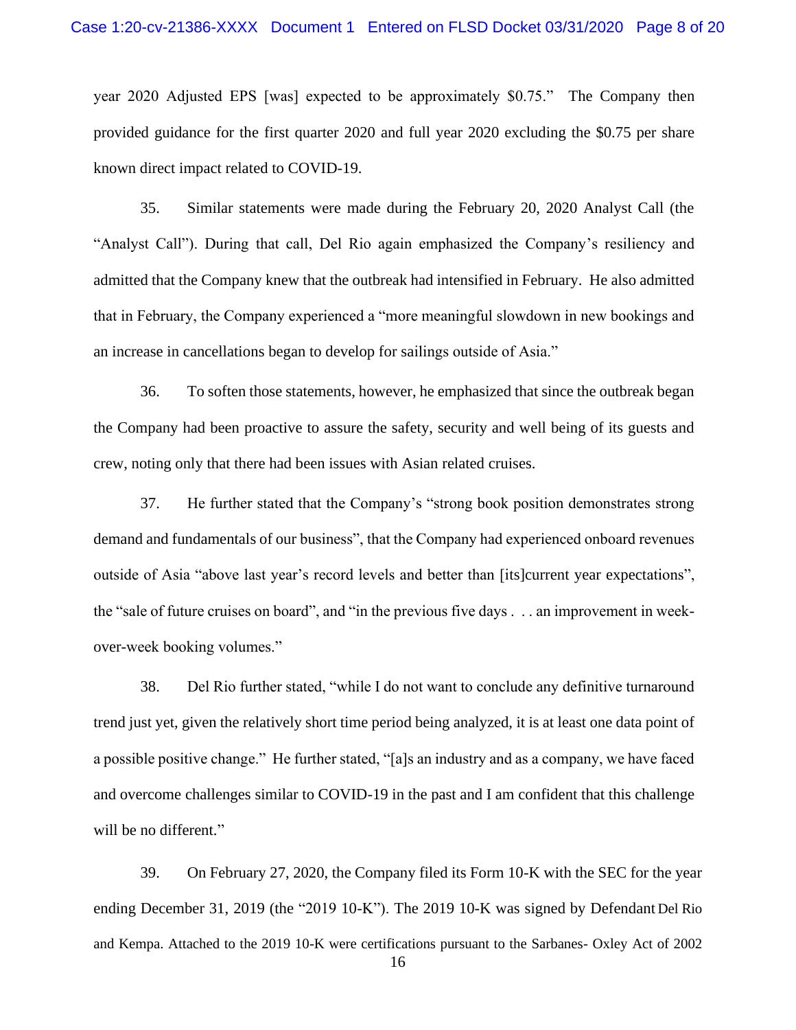year 2020 Adjusted EPS [was] expected to be approximately $0.75." The Company then provided guidance for the first quarter 2020 and full year 2020 excluding the $0.75 per share known direct impact related to COVID-19.

35. Similar statements were made during the February 20, 2020 Analyst Call (the "Analyst Call"). During that call, Del Rio again emphasized the Company's resiliency and admitted that the Company knew that the outbreak had intensified in February. He also admitted that in February, the Company experienced a "more meaningful slowdown in new bookings and an increase in cancellations began to develop for sailings outside of Asia."

36. To soften those statements, however, he emphasized that since the outbreak began the Company had been proactive to assure the safety, security and well being of its guests and crew, noting only that there had been issues with Asian related cruises.

37. He further stated that the Company's "strong book position demonstrates strong demand and fundamentals of our business", that the Company had experienced onboard revenues outside of Asia "above last year's record levels and better than [its]current year expectations", the "sale of future cruises on board", and "in the previous five days . . . an improvement in week-over-week booking volumes."

38. Del Rio further stated, "while I do not want to conclude any definitive turnaround trend just yet, given the relatively short time period being analyzed, it is at least one data point of a possible positive change." He further stated, "[a]s an industry and as a company, we have faced and overcome challenges similar to COVID-19 in the past and I am confident that this challenge will be no different."

39. On February 27, 2020, the Company filed its Form 10-K with the SEC for the year ending December 31, 2019 (the "2019 10-K"). The 2019 10-K was signed by Defendant Del Rio and Kempa. Attached to the 2019 10-K were certifications pursuant to the Sarbanes- Oxley Act of 2002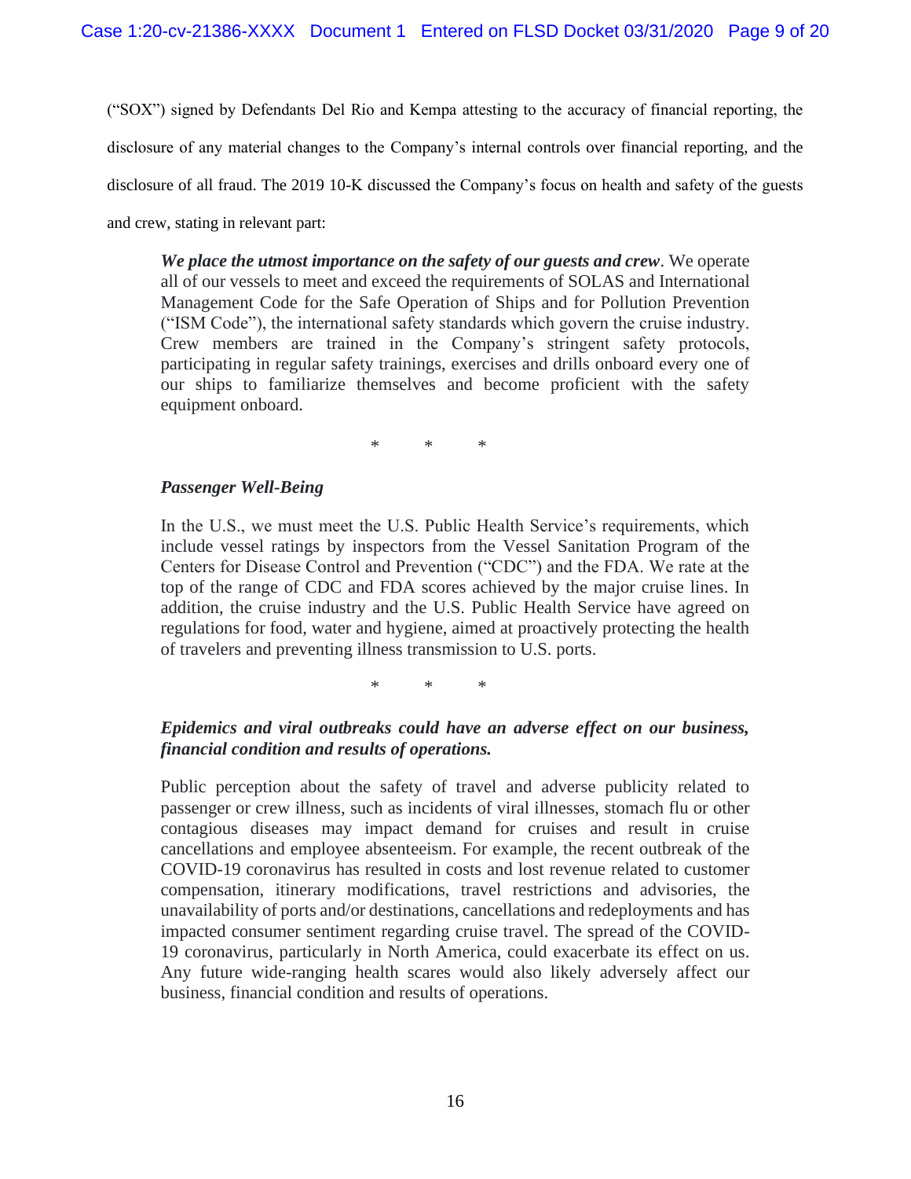("SOX") signed by Defendants Del Rio and Kempa attesting to the accuracy of financial reporting, the disclosure of any material changes to the Company's internal controls over financial reporting, and the disclosure of all fraud. The 2019 10-K discussed the Company's focus on health and safety of the guests and crew, stating in relevant part:

> ***We place the utmost importance on the safety of our guests and crew***. We operate all of our vessels to meet and exceed the requirements of SOLAS and International Management Code for the Safe Operation of Ships and for Pollution Prevention ("ISM Code"), the international safety standards which govern the cruise industry. Crew members are trained in the Company's stringent safety protocols, participating in regular safety trainings, exercises and drills onboard every one of our ships to familiarize themselves and become proficient with the safety equipment onboard.
>
> \* \* \*
>
> ***Passenger Well-Being***
>
> In the U.S., we must meet the U.S. Public Health Service's requirements, which include vessel ratings by inspectors from the Vessel Sanitation Program of the Centers for Disease Control and Prevention ("CDC") and the FDA. We rate at the top of the range of CDC and FDA scores achieved by the major cruise lines. In addition, the cruise industry and the U.S. Public Health Service have agreed on regulations for food, water and hygiene, aimed at proactively protecting the health of travelers and preventing illness transmission to U.S. ports.
>
> \* \* \*
>
> ***Epidemics and viral outbreaks could have an adverse effect on our business, financial condition and results of operations.***
>
> Public perception about the safety of travel and adverse publicity related to passenger or crew illness, such as incidents of viral illnesses, stomach flu or other contagious diseases may impact demand for cruises and result in cruise cancellations and employee absenteeism. For example, the recent outbreak of the COVID-19 coronavirus has resulted in costs and lost revenue related to customer compensation, itinerary modifications, travel restrictions and advisories, the unavailability of ports and/or destinations, cancellations and redeployments and has impacted consumer sentiment regarding cruise travel. The spread of the COVID-19 coronavirus, particularly in North America, could exacerbate its effect on us. Any future wide-ranging health scares would also likely adversely affect our business, financial condition and results of operations.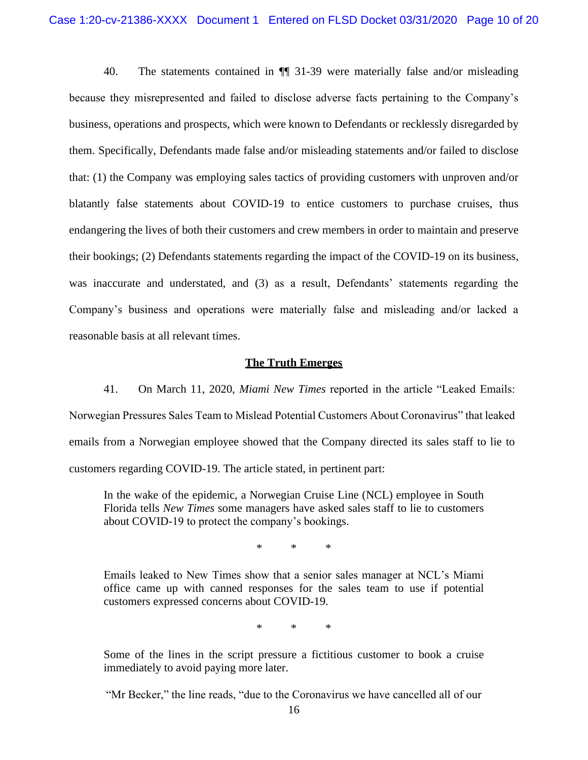40. The statements contained in ¶¶ 31-39 were materially false and/or misleading because they misrepresented and failed to disclose adverse facts pertaining to the Company's business, operations and prospects, which were known to Defendants or recklessly disregarded by them. Specifically, Defendants made false and/or misleading statements and/or failed to disclose that: (1) the Company was employing sales tactics of providing customers with unproven and/or blatantly false statements about COVID-19 to entice customers to purchase cruises, thus endangering the lives of both their customers and crew members in order to maintain and preserve their bookings; (2) Defendants statements regarding the impact of the COVID-19 on its business, was inaccurate and understated, and (3) as a result, Defendants' statements regarding the Company's business and operations were materially false and misleading and/or lacked a reasonable basis at all relevant times.

**The Truth Emerges**

41. On March 11, 2020, *Miami New Times* reported in the article "Leaked Emails: Norwegian Pressures Sales Team to Mislead Potential Customers About Coronavirus" that leaked emails from a Norwegian employee showed that the Company directed its sales staff to lie to customers regarding COVID-19. The article stated, in pertinent part:

> In the wake of the epidemic, a Norwegian Cruise Line (NCL) employee in South Florida tells *New Times* some managers have asked sales staff to lie to customers about COVID-19 to protect the company's bookings.
>
> \* \* \*
>
> Emails leaked to New Times show that a senior sales manager at NCL's Miami office came up with canned responses for the sales team to use if potential customers expressed concerns about COVID-19.
>
> \* \* \*
>
> Some of the lines in the script pressure a fictitious customer to book a cruise immediately to avoid paying more later.
>
> "Mr Becker," the line reads, "due to the Coronavirus we have cancelled all of our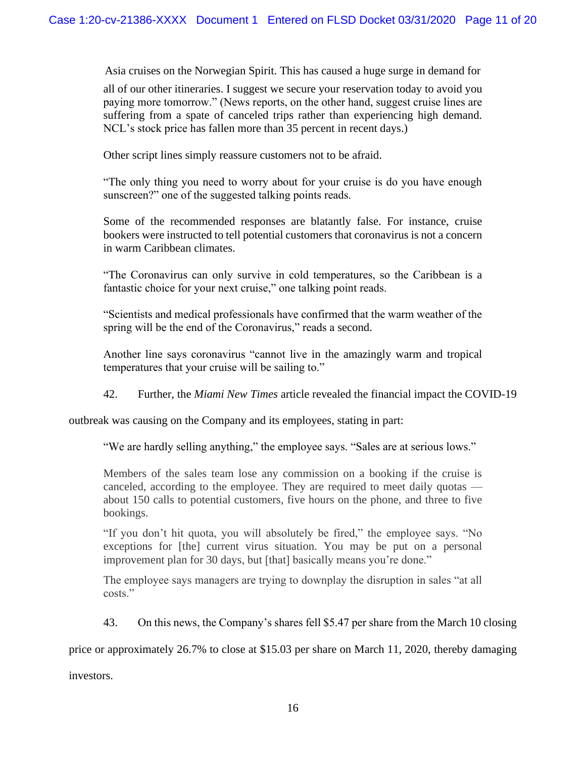Asia cruises on the Norwegian Spirit. This has caused a huge surge in demand for all of our other itineraries. I suggest we secure your reservation today to avoid you paying more tomorrow." (News reports, on the other hand, suggest cruise lines are suffering from a spate of canceled trips rather than experiencing high demand. NCL's stock price has fallen more than 35 percent in recent days.)

> Other script lines simply reassure customers not to be afraid.
>
> "The only thing you need to worry about for your cruise is do you have enough sunscreen?" one of the suggested talking points reads.
>
> Some of the recommended responses are blatantly false. For instance, cruise bookers were instructed to tell potential customers that coronavirus is not a concern in warm Caribbean climates.
>
> "The Coronavirus can only survive in cold temperatures, so the Caribbean is a fantastic choice for your next cruise," one talking point reads.
>
> "Scientists and medical professionals have confirmed that the warm weather of the spring will be the end of the Coronavirus," reads a second.
>
> Another line says coronavirus "cannot live in the amazingly warm and tropical temperatures that your cruise will be sailing to."

42. Further, the *Miami New Times* article revealed the financial impact the COVID-19 outbreak was causing on the Company and its employees, stating in part:

> "We are hardly selling anything," the employee says. "Sales are at serious lows."
>
> Members of the sales team lose any commission on a booking if the cruise is canceled, according to the employee. They are required to meet daily quotas — about 150 calls to potential customers, five hours on the phone, and three to five bookings.
>
> "If you don't hit quota, you will absolutely be fired," the employee says. "No exceptions for [the] current virus situation. You may be put on a personal improvement plan for 30 days, but [that] basically means you're done."
>
> The employee says managers are trying to downplay the disruption in sales "at all costs."

43. On this news, the Company's shares fell $5.47 per share from the March 10 closing price or approximately 26.7% to close at $15.03 per share on March 11, 2020, thereby damaging investors.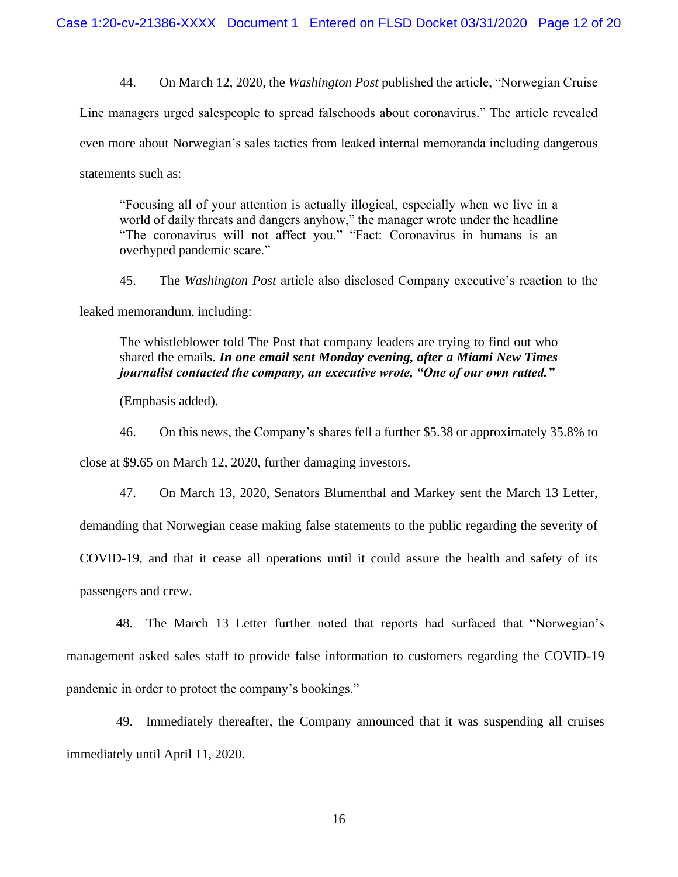44. On March 12, 2020, the *Washington Post* published the article, "Norwegian Cruise Line managers urged salespeople to spread falsehoods about coronavirus." The article revealed even more about Norwegian's sales tactics from leaked internal memoranda including dangerous statements such as:

> "Focusing all of your attention is actually illogical, especially when we live in a world of daily threats and dangers anyhow," the manager wrote under the headline "The coronavirus will not affect you." "Fact: Coronavirus in humans is an overhyped pandemic scare."

45. The *Washington Post* article also disclosed Company executive's reaction to the leaked memorandum, including:

> The whistleblower told The Post that company leaders are trying to find out who shared the emails. ***In one email sent Monday evening, after a Miami New Times journalist contacted the company, an executive wrote, "One of our own ratted."***
>
> (Emphasis added).

46. On this news, the Company's shares fell a further $5.38 or approximately 35.8% to close at $9.65 on March 12, 2020, further damaging investors.

47. On March 13, 2020, Senators Blumenthal and Markey sent the March 13 Letter, demanding that Norwegian cease making false statements to the public regarding the severity of COVID-19, and that it cease all operations until it could assure the health and safety of its passengers and crew.

48. The March 13 Letter further noted that reports had surfaced that "Norwegian's management asked sales staff to provide false information to customers regarding the COVID-19 pandemic in order to protect the company's bookings."

49. Immediately thereafter, the Company announced that it was suspending all cruises immediately until April 11, 2020.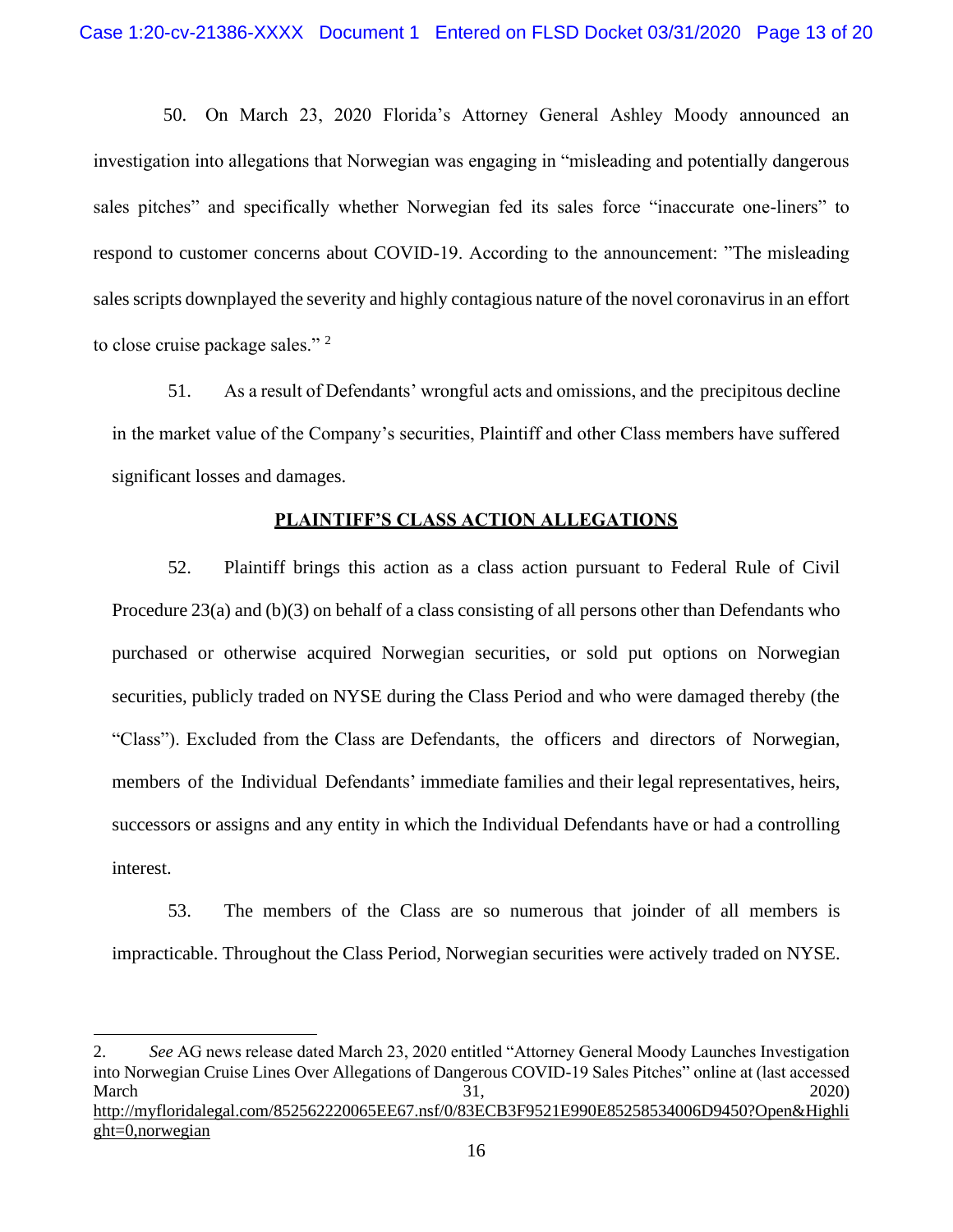50. On March 23, 2020 Florida's Attorney General Ashley Moody announced an investigation into allegations that Norwegian was engaging in "misleading and potentially dangerous sales pitches" and specifically whether Norwegian fed its sales force "inaccurate one-liners" to respond to customer concerns about COVID-19. According to the announcement: "The misleading sales scripts downplayed the severity and highly contagious nature of the novel coronavirus in an effort to close cruise package sales." [2]

51. As a result of Defendants' wrongful acts and omissions, and the precipitous decline in the market value of the Company's securities, Plaintiff and other Class members have suffered significant losses and damages.

## PLAINTIFF'S CLASS ACTION ALLEGATIONS

52. Plaintiff brings this action as a class action pursuant to Federal Rule of Civil Procedure 23(a) and (b)(3) on behalf of a class consisting of all persons other than Defendants who purchased or otherwise acquired Norwegian securities, or sold put options on Norwegian securities, publicly traded on NYSE during the Class Period and who were damaged thereby (the "Class"). Excluded from the Class are Defendants, the officers and directors of Norwegian, members of the Individual Defendants' immediate families and their legal representatives, heirs, successors or assigns and any entity in which the Individual Defendants have or had a controlling interest.

53. The members of the Class are so numerous that joinder of all members is impracticable. Throughout the Class Period, Norwegian securities were actively traded on NYSE.

---

2. *See* AG news release dated March 23, 2020 entitled "Attorney General Moody Launches Investigation into Norwegian Cruise Lines Over Allegations of Dangerous COVID-19 Sales Pitches" online at (last accessed March 31, 2020) http://myfloridalegal.com/852562220065EE67.nsf/0/83ECB3F9521E990E85258534006D9450?Open&Highlight=0,norwegian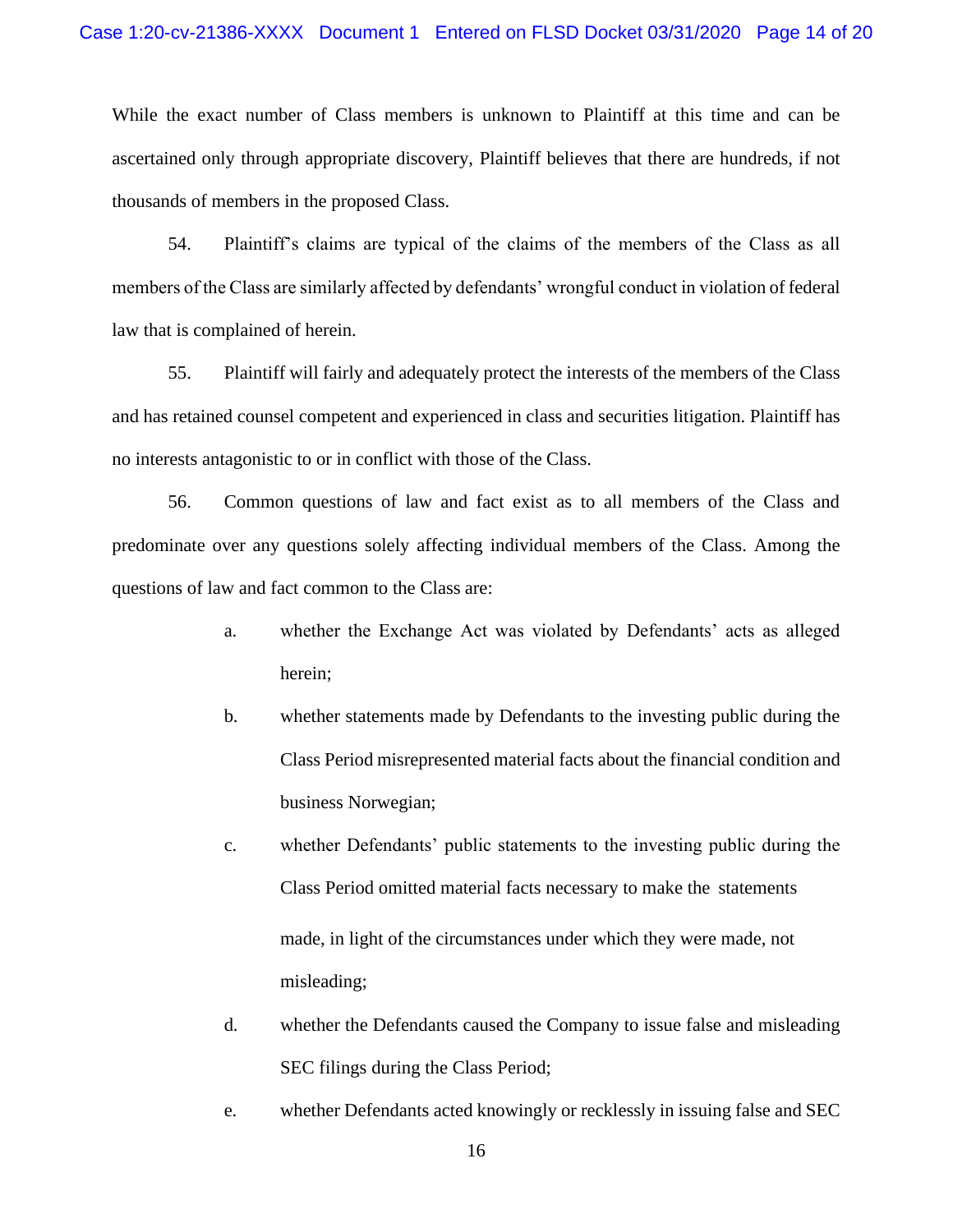While the exact number of Class members is unknown to Plaintiff at this time and can be ascertained only through appropriate discovery, Plaintiff believes that there are hundreds, if not thousands of members in the proposed Class.

54. Plaintiff's claims are typical of the claims of the members of the Class as all members of the Class are similarly affected by defendants' wrongful conduct in violation of federal law that is complained of herein.

55. Plaintiff will fairly and adequately protect the interests of the members of the Class and has retained counsel competent and experienced in class and securities litigation. Plaintiff has no interests antagonistic to or in conflict with those of the Class.

56. Common questions of law and fact exist as to all members of the Class and predominate over any questions solely affecting individual members of the Class. Among the questions of law and fact common to the Class are:

a. whether the Exchange Act was violated by Defendants' acts as alleged herein;

b. whether statements made by Defendants to the investing public during the Class Period misrepresented material facts about the financial condition and business Norwegian;

c. whether Defendants' public statements to the investing public during the Class Period omitted material facts necessary to make the statements made, in light of the circumstances under which they were made, not misleading;

d. whether the Defendants caused the Company to issue false and misleading SEC filings during the Class Period;

e. whether Defendants acted knowingly or recklessly in issuing false and SEC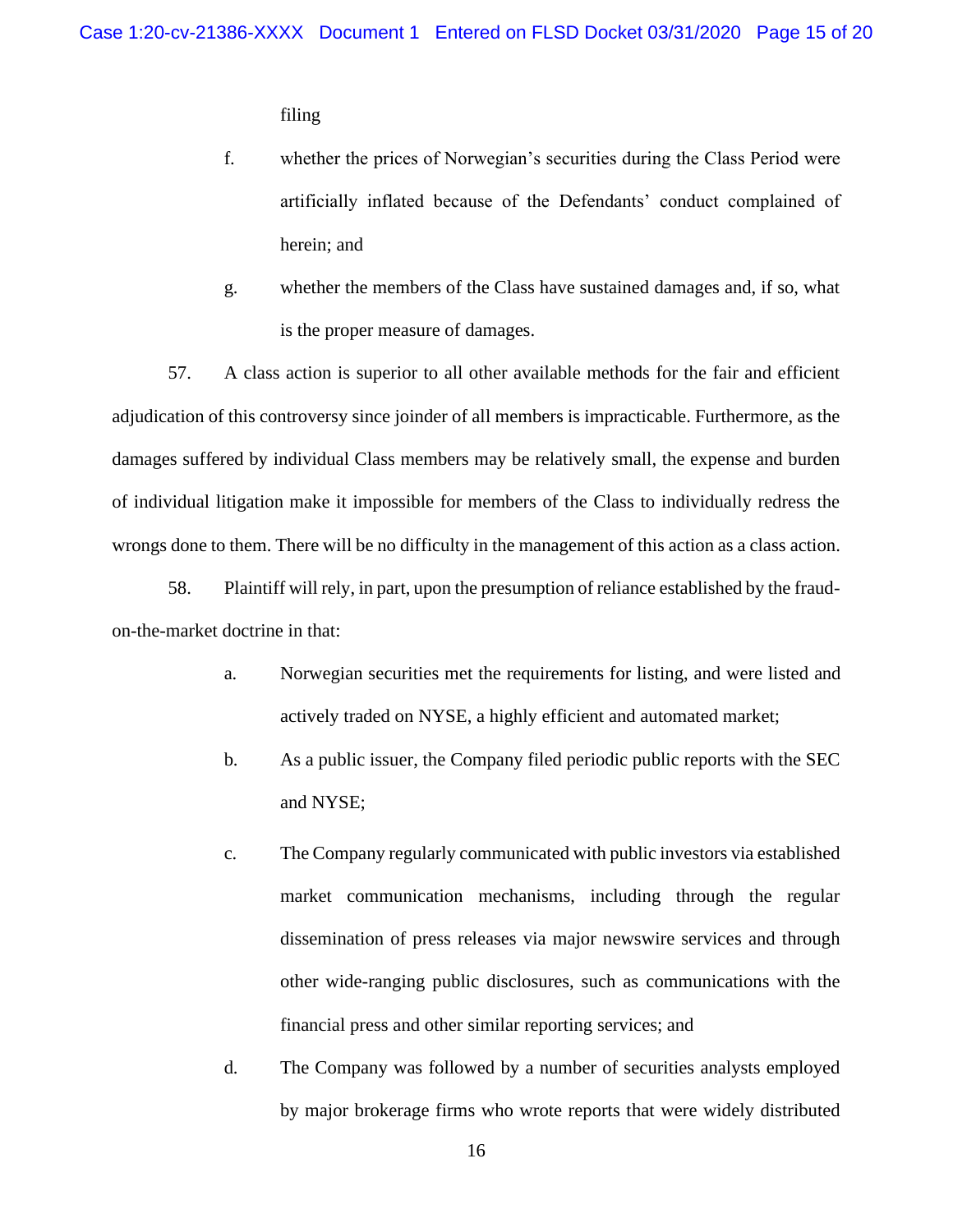filing

f. whether the prices of Norwegian's securities during the Class Period were artificially inflated because of the Defendants' conduct complained of herein; and

g. whether the members of the Class have sustained damages and, if so, what is the proper measure of damages.

57. A class action is superior to all other available methods for the fair and efficient adjudication of this controversy since joinder of all members is impracticable. Furthermore, as the damages suffered by individual Class members may be relatively small, the expense and burden of individual litigation make it impossible for members of the Class to individually redress the wrongs done to them. There will be no difficulty in the management of this action as a class action.

58. Plaintiff will rely, in part, upon the presumption of reliance established by the fraud-on-the-market doctrine in that:

a. Norwegian securities met the requirements for listing, and were listed and actively traded on NYSE, a highly efficient and automated market;

b. As a public issuer, the Company filed periodic public reports with the SEC and NYSE;

c. The Company regularly communicated with public investors via established market communication mechanisms, including through the regular dissemination of press releases via major newswire services and through other wide-ranging public disclosures, such as communications with the financial press and other similar reporting services; and

d. The Company was followed by a number of securities analysts employed by major brokerage firms who wrote reports that were widely distributed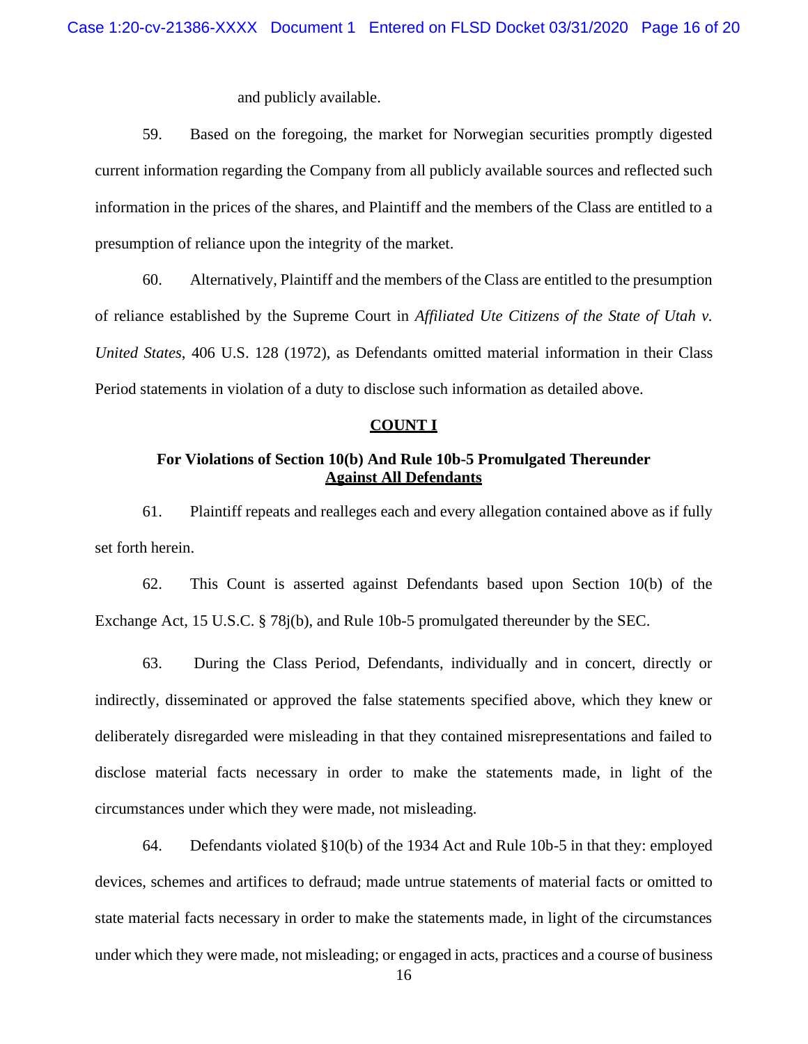and publicly available.

59. Based on the foregoing, the market for Norwegian securities promptly digested current information regarding the Company from all publicly available sources and reflected such information in the prices of the shares, and Plaintiff and the members of the Class are entitled to a presumption of reliance upon the integrity of the market.

60. Alternatively, Plaintiff and the members of the Class are entitled to the presumption of reliance established by the Supreme Court in *Affiliated Ute Citizens of the State of Utah v. United States*, 406 U.S. 128 (1972), as Defendants omitted material information in their Class Period statements in violation of a duty to disclose such information as detailed above.

## COUNT I

### For Violations of Section 10(b) And Rule 10b-5 Promulgated Thereunder Against All Defendants

61. Plaintiff repeats and realleges each and every allegation contained above as if fully set forth herein.

62. This Count is asserted against Defendants based upon Section 10(b) of the Exchange Act, 15 U.S.C. § 78j(b), and Rule 10b-5 promulgated thereunder by the SEC.

63. During the Class Period, Defendants, individually and in concert, directly or indirectly, disseminated or approved the false statements specified above, which they knew or deliberately disregarded were misleading in that they contained misrepresentations and failed to disclose material facts necessary in order to make the statements made, in light of the circumstances under which they were made, not misleading.

64. Defendants violated §10(b) of the 1934 Act and Rule 10b-5 in that they: employed devices, schemes and artifices to defraud; made untrue statements of material facts or omitted to state material facts necessary in order to make the statements made, in light of the circumstances under which they were made, not misleading; or engaged in acts, practices and a course of business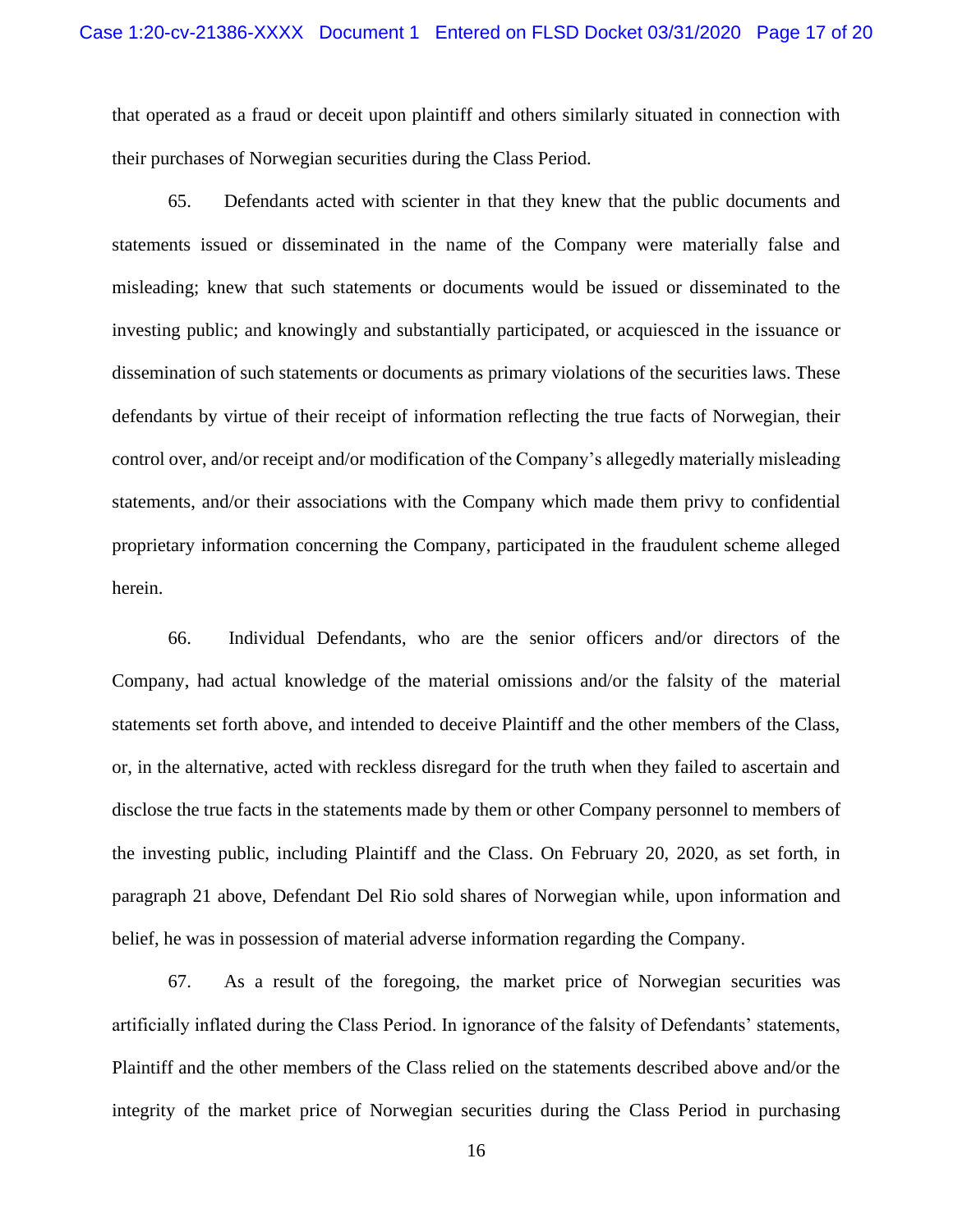that operated as a fraud or deceit upon plaintiff and others similarly situated in connection with their purchases of Norwegian securities during the Class Period.

65. Defendants acted with scienter in that they knew that the public documents and statements issued or disseminated in the name of the Company were materially false and misleading; knew that such statements or documents would be issued or disseminated to the investing public; and knowingly and substantially participated, or acquiesced in the issuance or dissemination of such statements or documents as primary violations of the securities laws. These defendants by virtue of their receipt of information reflecting the true facts of Norwegian, their control over, and/or receipt and/or modification of the Company's allegedly materially misleading statements, and/or their associations with the Company which made them privy to confidential proprietary information concerning the Company, participated in the fraudulent scheme alleged herein.

66. Individual Defendants, who are the senior officers and/or directors of the Company, had actual knowledge of the material omissions and/or the falsity of the material statements set forth above, and intended to deceive Plaintiff and the other members of the Class, or, in the alternative, acted with reckless disregard for the truth when they failed to ascertain and disclose the true facts in the statements made by them or other Company personnel to members of the investing public, including Plaintiff and the Class. On February 20, 2020, as set forth, in paragraph 21 above, Defendant Del Rio sold shares of Norwegian while, upon information and belief, he was in possession of material adverse information regarding the Company.

67. As a result of the foregoing, the market price of Norwegian securities was artificially inflated during the Class Period. In ignorance of the falsity of Defendants' statements, Plaintiff and the other members of the Class relied on the statements described above and/or the integrity of the market price of Norwegian securities during the Class Period in purchasing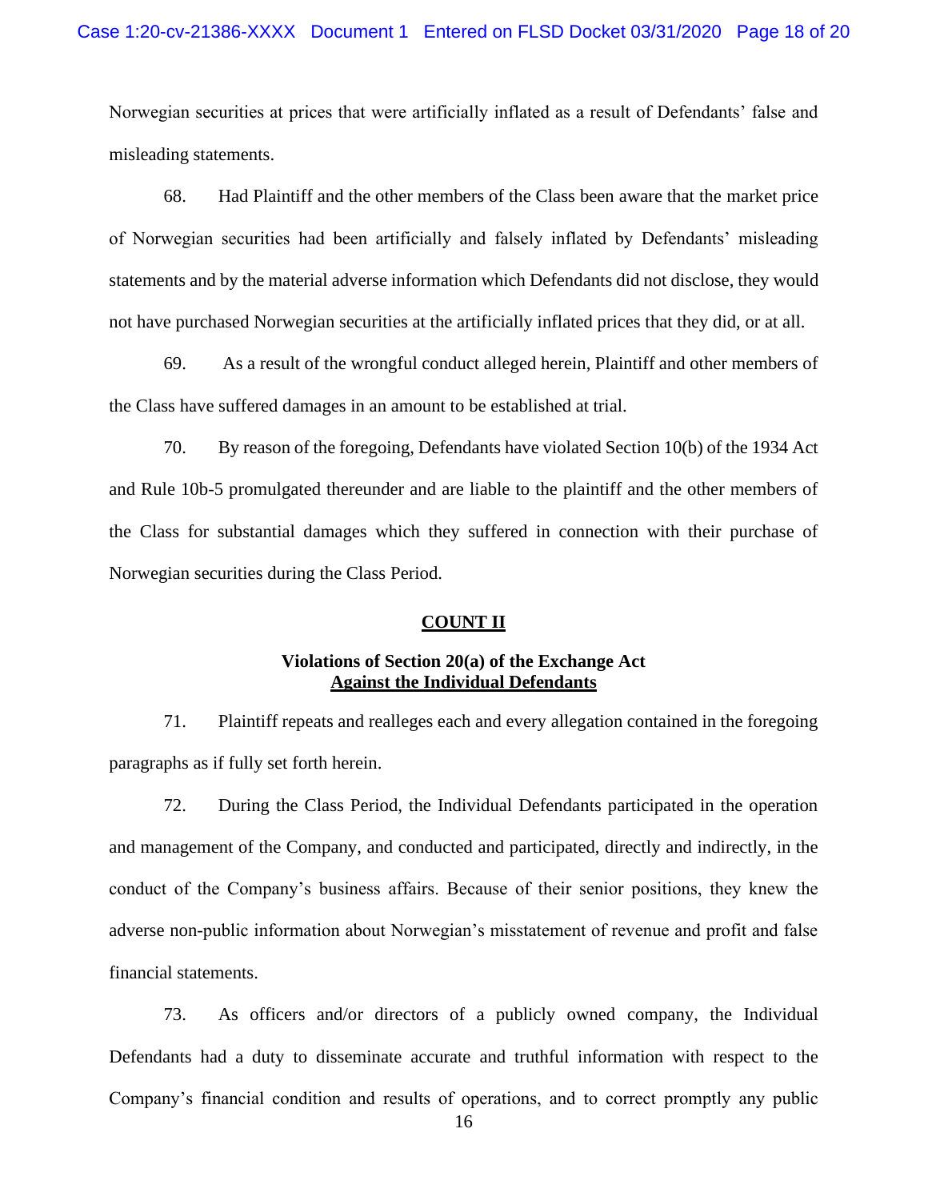Norwegian securities at prices that were artificially inflated as a result of Defendants' false and misleading statements.

68. Had Plaintiff and the other members of the Class been aware that the market price of Norwegian securities had been artificially and falsely inflated by Defendants' misleading statements and by the material adverse information which Defendants did not disclose, they would not have purchased Norwegian securities at the artificially inflated prices that they did, or at all.

69. As a result of the wrongful conduct alleged herein, Plaintiff and other members of the Class have suffered damages in an amount to be established at trial.

70. By reason of the foregoing, Defendants have violated Section 10(b) of the 1934 Act and Rule 10b-5 promulgated thereunder and are liable to the plaintiff and the other members of the Class for substantial damages which they suffered in connection with their purchase of Norwegian securities during the Class Period.

## COUNT II

### Violations of Section 20(a) of the Exchange Act Against the Individual Defendants

71. Plaintiff repeats and realleges each and every allegation contained in the foregoing paragraphs as if fully set forth herein.

72. During the Class Period, the Individual Defendants participated in the operation and management of the Company, and conducted and participated, directly and indirectly, in the conduct of the Company's business affairs. Because of their senior positions, they knew the adverse non-public information about Norwegian's misstatement of revenue and profit and false financial statements.

73. As officers and/or directors of a publicly owned company, the Individual Defendants had a duty to disseminate accurate and truthful information with respect to the Company's financial condition and results of operations, and to correct promptly any public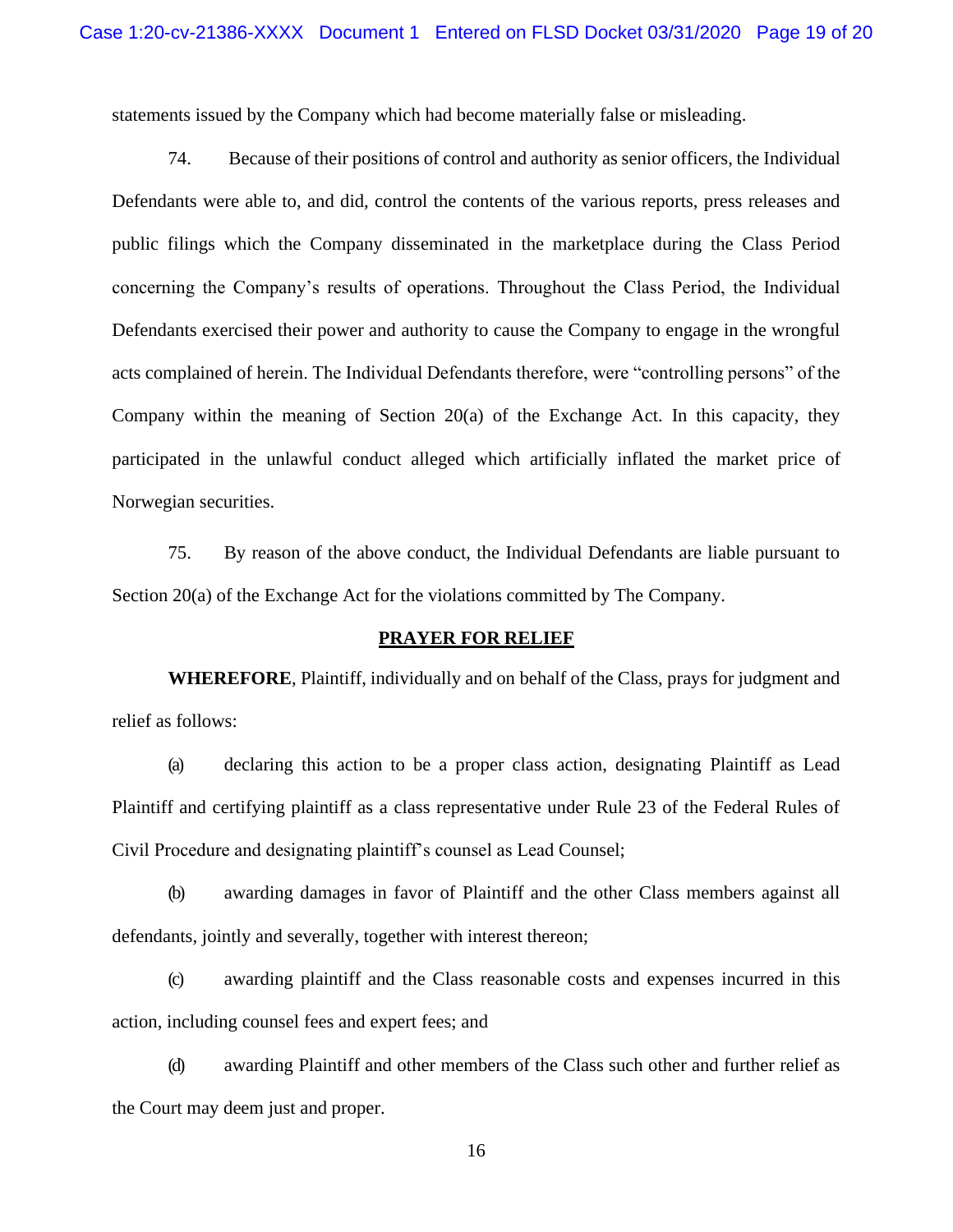statements issued by the Company which had become materially false or misleading.

74. Because of their positions of control and authority as senior officers, the Individual Defendants were able to, and did, control the contents of the various reports, press releases and public filings which the Company disseminated in the marketplace during the Class Period concerning the Company's results of operations. Throughout the Class Period, the Individual Defendants exercised their power and authority to cause the Company to engage in the wrongful acts complained of herein. The Individual Defendants therefore, were "controlling persons" of the Company within the meaning of Section 20(a) of the Exchange Act. In this capacity, they participated in the unlawful conduct alleged which artificially inflated the market price of Norwegian securities.

75. By reason of the above conduct, the Individual Defendants are liable pursuant to Section 20(a) of the Exchange Act for the violations committed by The Company.

## PRAYER FOR RELIEF

**WHEREFORE**, Plaintiff, individually and on behalf of the Class, prays for judgment and relief as follows:

(a) declaring this action to be a proper class action, designating Plaintiff as Lead Plaintiff and certifying plaintiff as a class representative under Rule 23 of the Federal Rules of Civil Procedure and designating plaintiff's counsel as Lead Counsel;

(b) awarding damages in favor of Plaintiff and the other Class members against all defendants, jointly and severally, together with interest thereon;

(c) awarding plaintiff and the Class reasonable costs and expenses incurred in this action, including counsel fees and expert fees; and

(d) awarding Plaintiff and other members of the Class such other and further relief as the Court may deem just and proper.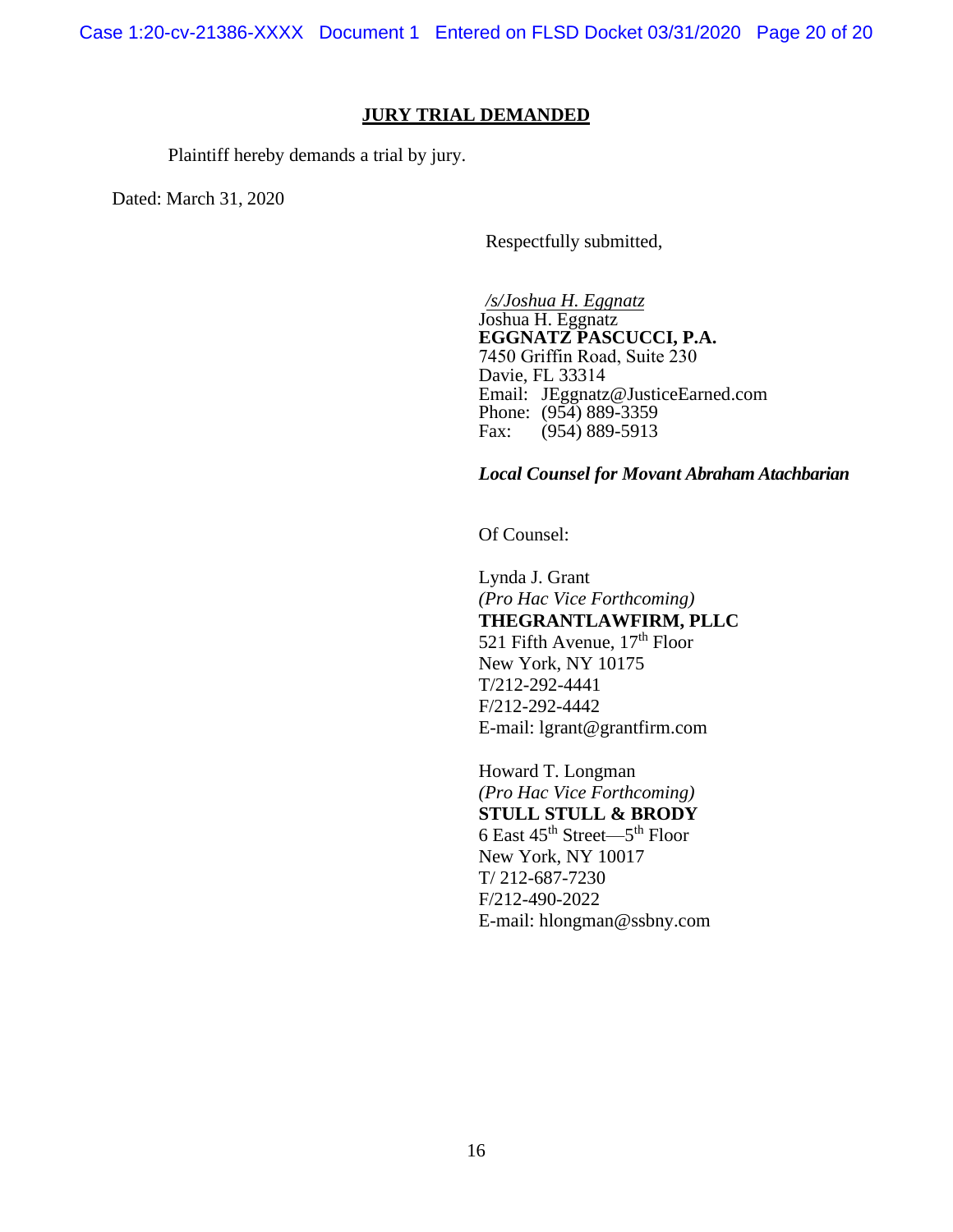## JURY TRIAL DEMANDED

Plaintiff hereby demands a trial by jury.

Dated: March 31, 2020

Respectfully submitted,

*/s/Joshua H. Eggnatz*
Joshua H. Eggnatz
**EGGNATZ PASCUCCI, P.A.**
7450 Griffin Road, Suite 230
Davie, FL 33314
Email: JEggnatz@JusticeEarned.com
Phone: (954) 889-3359
Fax: (954) 889-5913

***Local Counsel for Movant Abraham Atachbarian***

Of Counsel:

Lynda J. Grant
*(Pro Hac Vice Forthcoming)*
**THEGRANTLAWFIRM, PLLC**
521 Fifth Avenue, 17th Floor
New York, NY 10175
T/212-292-4441
F/212-292-4442
E-mail: lgrant@grantfirm.com

Howard T. Longman
*(Pro Hac Vice Forthcoming)*
**STULL STULL & BRODY**
6 East 45th Street—5th Floor
New York, NY 10017
T/ 212-687-7230
F/212-490-2022
E-mail: hlongman@ssbny.com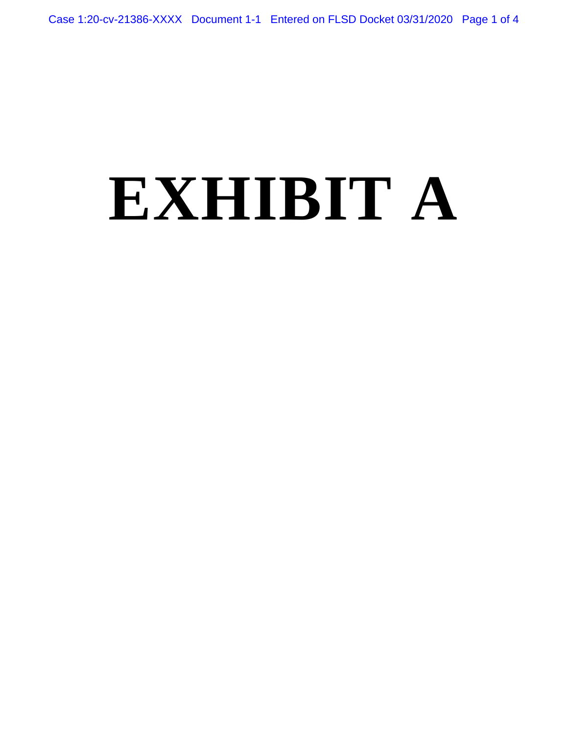# EXHIBIT A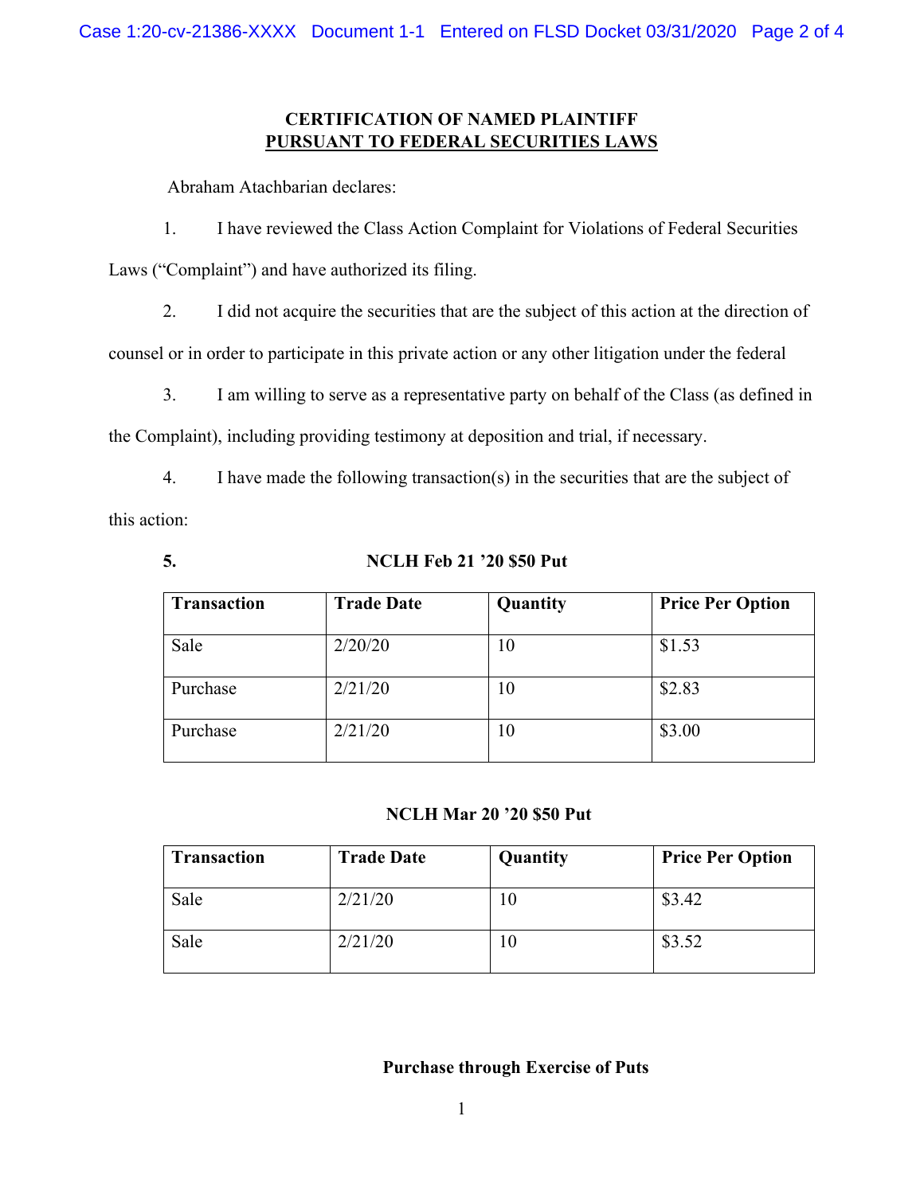**CERTIFICATION OF NAMED PLAINTIFF**
**PURSUANT TO FEDERAL SECURITIES LAWS**

Abraham Atachbarian declares:

1. I have reviewed the Class Action Complaint for Violations of Federal Securities Laws ("Complaint") and have authorized its filing.

2. I did not acquire the securities that are the subject of this action at the direction of counsel or in order to participate in this private action or any other litigation under the federal

3. I am willing to serve as a representative party on behalf of the Class (as defined in the Complaint), including providing testimony at deposition and trial, if necessary.

4. I have made the following transaction(s) in the securities that are the subject of this action:

**5.** **NCLH Feb 21 '20 $50 Put**

| Transaction | Trade Date | Quantity | Price Per Option |
|---|---|---|---|
| Sale | 2/20/20 | 10 | $1.53 |
| Purchase | 2/21/20 | 10 | $2.83 |
| Purchase | 2/21/20 | 10 | $3.00 |

**NCLH Mar 20 '20 $50 Put**

| Transaction | Trade Date | Quantity | Price Per Option |
|---|---|---|---|
| Sale | 2/21/20 | 10 | $3.42 |
| Sale | 2/21/20 | 10 | $3.52 |

**Purchase through Exercise of Puts**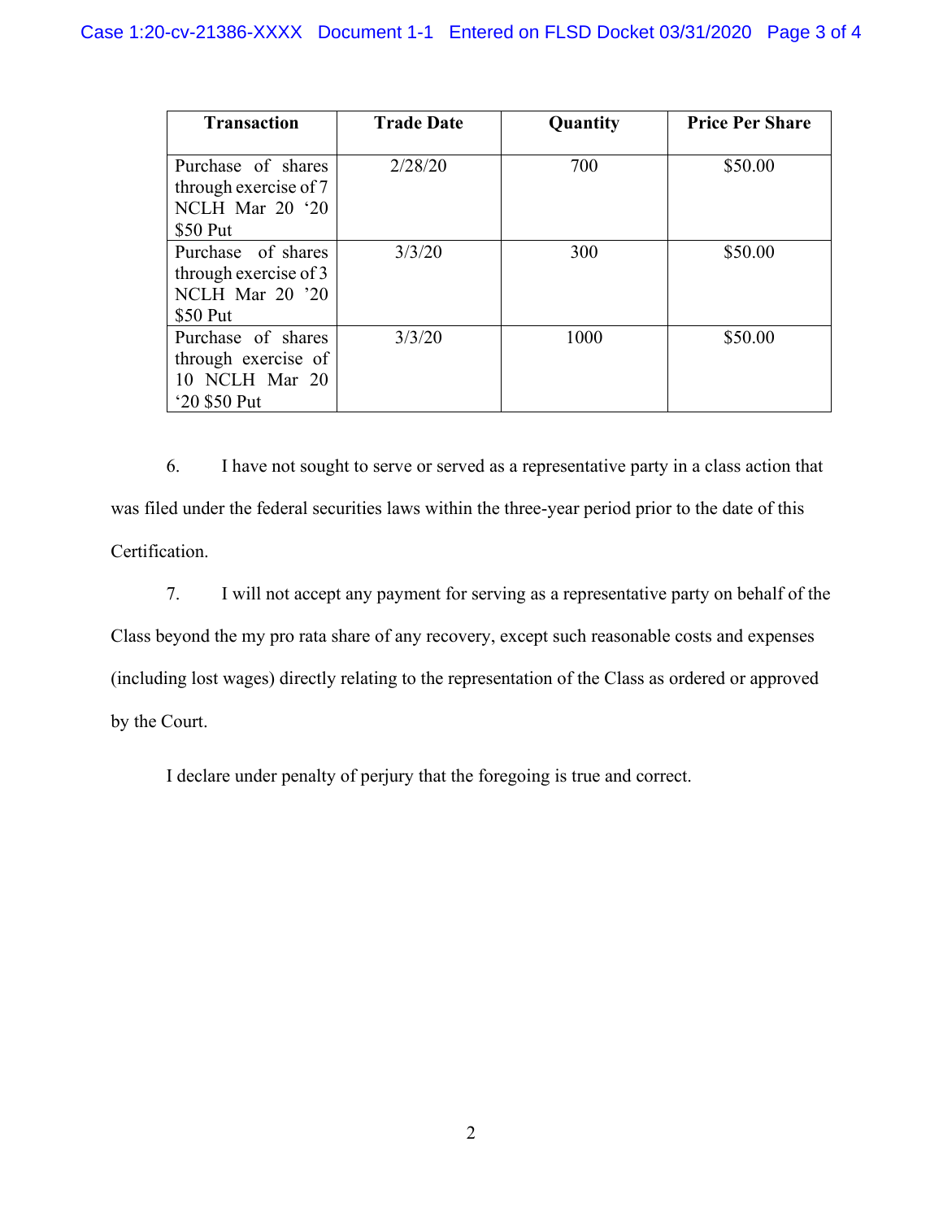| Transaction | Trade Date | Quantity | Price Per Share |
| --- | --- | --- | --- |
| Purchase of shares through exercise of 7 NCLH Mar 20 ‘20 $50 Put | 2/28/20 | 700 | $50.00 |
| Purchase of shares through exercise of 3 NCLH Mar 20 ’20 $50 Put | 3/3/20 | 300 | $50.00 |
| Purchase of shares through exercise of 10 NCLH Mar 20 ‘20 $50 Put | 3/3/20 | 1000 | $50.00 |

6. I have not sought to serve or served as a representative party in a class action that was filed under the federal securities laws within the three-year period prior to the date of this Certification.

7. I will not accept any payment for serving as a representative party on behalf of the Class beyond the my pro rata share of any recovery, except such reasonable costs and expenses (including lost wages) directly relating to the representation of the Class as ordered or approved by the Court.

I declare under penalty of perjury that the foregoing is true and correct.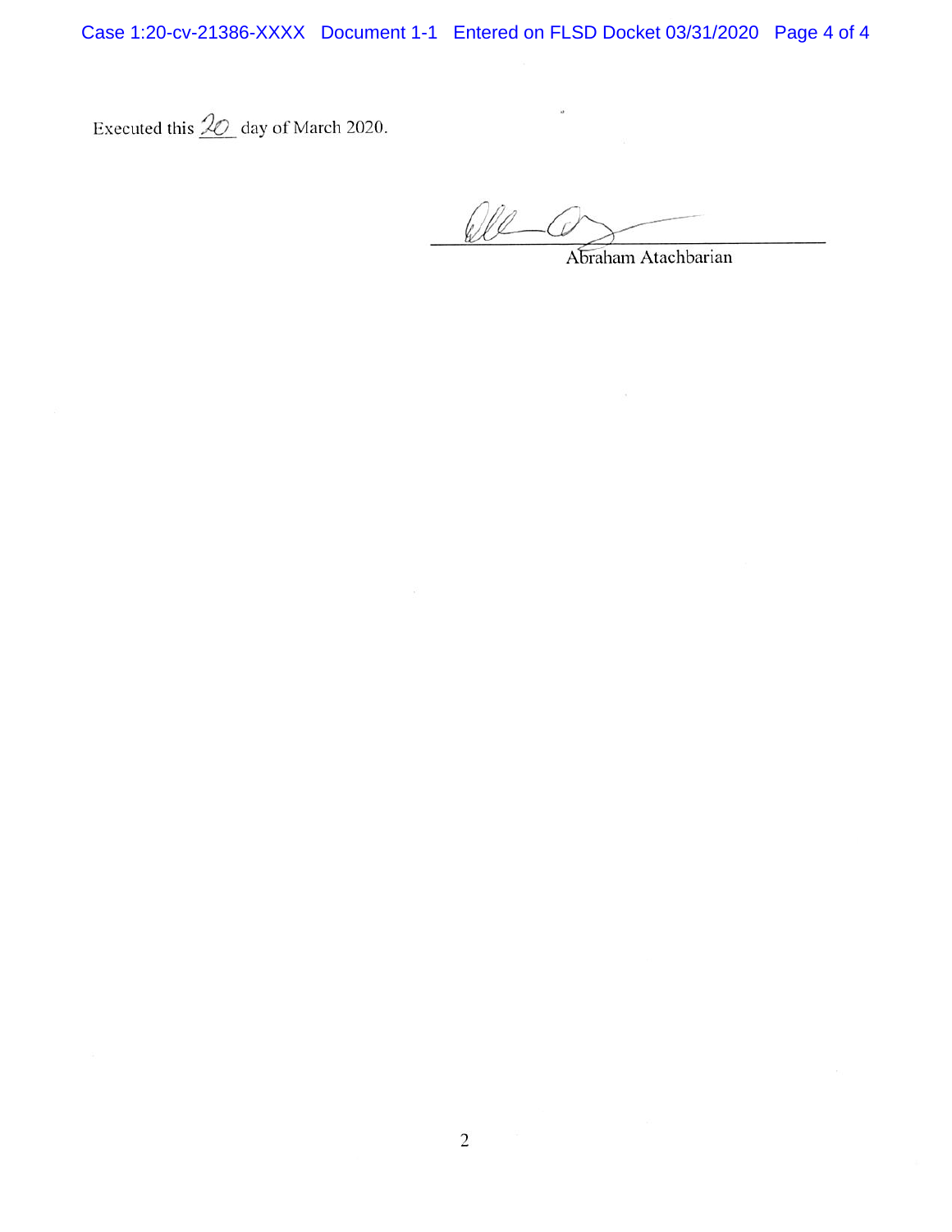Executed this 20 day of March 2020.

Abraham Atachbarian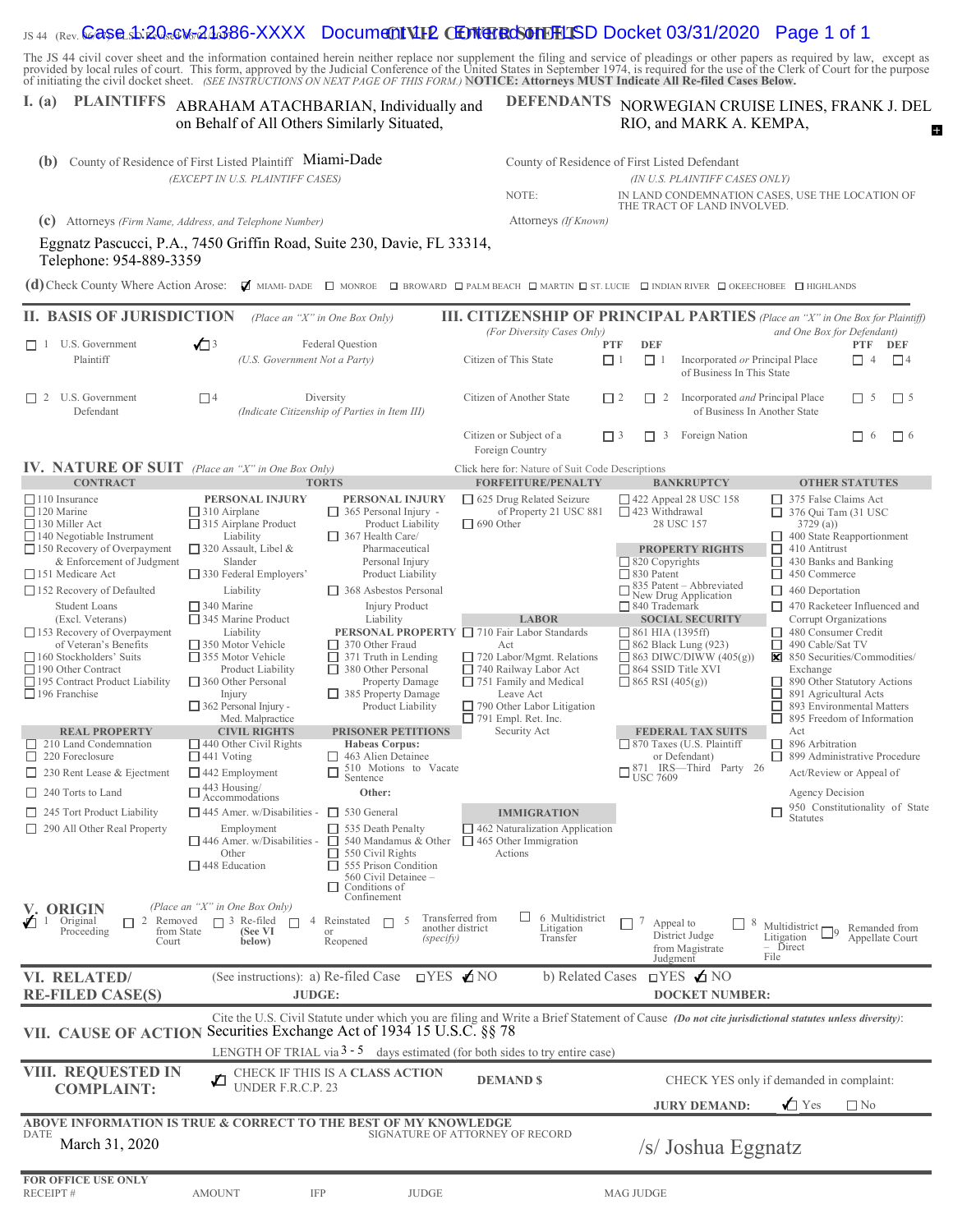JS 44 (Rev. 06/17) FLSD Revised 06/01/2017

# CIVIL COVER SHEET

The JS 44 civil cover sheet and the information contained herein neither replace nor supplement the filing and service of pleadings or other papers as required by law, except as provided by local rules of court. This form, approved by the Judicial Conference of the United States in September 1974, is required for the use of the Clerk of Court for the purpose of initiating the civil docket sheet. *(SEE INSTRUCTIONS ON NEXT PAGE OF THIS FORM.)* **NOTICE: Attorneys MUST Indicate All Re-filed Cases Below.**

**I. (a) PLAINTIFFS** ABRAHAM ATACHBARIAN, Individually and on Behalf of All Others Similarly Situated,

**DEFENDANTS** NORWEGIAN CRUISE LINES, FRANK J. DEL RIO, and MARK A. KEMPA,

**(b)** County of Residence of First Listed Plaintiff Miami-Dade
*(EXCEPT IN U.S. PLAINTIFF CASES)*

County of Residence of First Listed Defendant
*(IN U.S. PLAINTIFF CASES ONLY)*
NOTE: IN LAND CONDEMNATION CASES, USE THE LOCATION OF THE TRACT OF LAND INVOLVED.

**(c)** Attorneys *(Firm Name, Address, and Telephone Number)*
Eggnatz Pascucci, P.A., 7450 Griffin Road, Suite 230, Davie, FL 33314, Telephone: 954-889-3359

Attorneys *(If Known)*

**(d)** Check County Where Action Arose: ☑ MIAMI- DADE ☐ MONROE ☐ BROWARD ☐ PALM BEACH ☐ MARTIN ☐ ST. LUCIE ☐ INDIAN RIVER ☐ OKEECHOBEE ☐ HIGHLANDS

## II. BASIS OF JURISDICTION *(Place an "X" in One Box Only)*

☐ 1 U.S. Government Plaintiff
☑ 3 Federal Question *(U.S. Government Not a Party)*
☐ 2 U.S. Government Defendant
☐ 4 Diversity *(Indicate Citizenship of Parties in Item III)*

## III. CITIZENSHIP OF PRINCIPAL PARTIES *(Place an "X" in One Box for Plaintiff and One Box for Defendant)* *(For Diversity Cases Only)*

| | PTF | DEF | | PTF | DEF |
|---|---|---|---|---|---|
| Citizen of This State | ☐ 1 | ☐ 1 | Incorporated *or* Principal Place of Business In This State | ☐ 4 | ☐ 4 |
| Citizen of Another State | ☐ 2 | ☐ 2 | Incorporated *and* Principal Place of Business In Another State | ☐ 5 | ☐ 5 |
| Citizen or Subject of a Foreign Country | ☐ 3 | ☐ 3 | Foreign Nation | ☐ 6 | ☐ 6 |

## IV. NATURE OF SUIT *(Place an "X" in One Box Only)*

Click here for: Nature of Suit Code Descriptions

**CONTRACT**
☐ 110 Insurance
☐ 120 Marine
☐ 130 Miller Act
☐ 140 Negotiable Instrument
☐ 150 Recovery of Overpayment & Enforcement of Judgment
☐ 151 Medicare Act
☐ 152 Recovery of Defaulted Student Loans (Excl. Veterans)
☐ 153 Recovery of Overpayment of Veteran's Benefits
☐ 160 Stockholders' Suits
☐ 190 Other Contract
☐ 195 Contract Product Liability
☐ 196 Franchise

**REAL PROPERTY**
☐ 210 Land Condemnation
☐ 220 Foreclosure
☐ 230 Rent Lease & Ejectment
☐ 240 Torts to Land
☐ 245 Tort Product Liability
☐ 290 All Other Real Property

**TORTS**

PERSONAL INJURY
☐ 310 Airplane
☐ 315 Airplane Product Liability
☐ 320 Assault, Libel & Slander
☐ 330 Federal Employers' Liability
☐ 340 Marine
☐ 345 Marine Product Liability
☐ 350 Motor Vehicle
☐ 355 Motor Vehicle Product Liability
☐ 360 Other Personal Injury
☐ 362 Personal Injury - Med. Malpractice

PERSONAL INJURY
☐ 365 Personal Injury - Product Liability
☐ 367 Health Care/ Pharmaceutical Personal Injury Product Liability
☐ 368 Asbestos Personal Injury Product Liability

PERSONAL PROPERTY
☐ 370 Other Fraud
☐ 371 Truth in Lending
☐ 380 Other Personal Property Damage
☐ 385 Property Damage Product Liability

**CIVIL RIGHTS**
☐ 440 Other Civil Rights
☐ 441 Voting
☐ 442 Employment
☐ 443 Housing/ Accommodations
☐ 445 Amer. w/Disabilities - Employment
☐ 446 Amer. w/Disabilities - Other
☐ 448 Education

**PRISONER PETITIONS**
Habeas Corpus:
☐ 463 Alien Detainee
☐ 510 Motions to Vacate Sentence
Other:
☐ 530 General
☐ 535 Death Penalty
☐ 540 Mandamus & Other
☐ 550 Civil Rights
☐ 555 Prison Condition
☐ 560 Civil Detainee – Conditions of Confinement

**FORFEITURE/PENALTY**
☐ 625 Drug Related Seizure of Property 21 USC 881
☐ 690 Other

**LABOR**
☐ 710 Fair Labor Standards Act
☐ 720 Labor/Mgmt. Relations
☐ 740 Railway Labor Act
☐ 751 Family and Medical Leave Act
☐ 790 Other Labor Litigation
☐ 791 Empl. Ret. Inc. Security Act

**IMMIGRATION**
☐ 462 Naturalization Application
☐ 465 Other Immigration Actions

**BANKRUPTCY**
☐ 422 Appeal 28 USC 158
☐ 423 Withdrawal 28 USC 157

**PROPERTY RIGHTS**
☐ 820 Copyrights
☐ 830 Patent
☐ 835 Patent – Abbreviated New Drug Application
☐ 840 Trademark

**SOCIAL SECURITY**
☐ 861 HIA (1395ff)
☐ 862 Black Lung (923)
☐ 863 DIWC/DIWW (405(g))
☐ 864 SSID Title XVI
☐ 865 RSI (405(g))

**FEDERAL TAX SUITS**
☐ 870 Taxes (U.S. Plaintiff or Defendant)
☐ 871 IRS—Third Party 26 USC 7609

**OTHER STATUTES**
☐ 375 False Claims Act
☐ 376 Qui Tam (31 USC 3729 (a))
☐ 400 State Reapportionment
☐ 410 Antitrust
☐ 430 Banks and Banking
☐ 450 Commerce
☐ 460 Deportation
☐ 470 Racketeer Influenced and Corrupt Organizations
☐ 480 Consumer Credit
☐ 490 Cable/Sat TV
☒ 850 Securities/Commodities/ Exchange
☐ 890 Other Statutory Actions
☐ 891 Agricultural Acts
☐ 893 Environmental Matters
☐ 895 Freedom of Information Act
☐ 896 Arbitration
☐ 899 Administrative Procedure Act/Review or Appeal of Agency Decision
☐ 950 Constitutionality of State Statutes

## V. ORIGIN *(Place an "X" in One Box Only)*

☑ 1 Original Proceeding ☐ 2 Removed from State Court ☐ 3 Re-filed (See VI below) ☐ 4 Reinstated or Reopened ☐ 5 Transferred from another district *(specify)* ☐ 6 Multidistrict Litigation Transfer ☐ 7 Appeal to District Judge from Magistrate Judgment ☐ 8 Multidistrict Litigation – Direct File ☐ 9 Remanded from Appellate Court

## VI. RELATED/ RE-FILED CASE(S)

(See instructions): a) Re-filed Case ☐YES ☑NO b) Related Cases ☐YES ☑NO
JUDGE: DOCKET NUMBER:

## VII. CAUSE OF ACTION

Cite the U.S. Civil Statute under which you are filing and Write a Brief Statement of Cause *(Do not cite jurisdictional statutes unless diversity)*: Securities Exchange Act of 1934 15 U.S.C. §§ 78

LENGTH OF TRIAL via 3 - 5 days estimated (for both sides to try entire case)

## VIII. REQUESTED IN COMPLAINT:

☑ CHECK IF THIS IS A CLASS ACTION UNDER F.R.C.P. 23
DEMAND $
CHECK YES only if demanded in complaint:
JURY DEMAND: ☑ Yes ☐ No

**ABOVE INFORMATION IS TRUE & CORRECT TO THE BEST OF MY KNOWLEDGE**

DATE March 31, 2020
SIGNATURE OF ATTORNEY OF RECORD /s/ Joshua Eggnatz

**FOR OFFICE USE ONLY**
RECEIPT # AMOUNT IFP JUDGE MAG JUDGE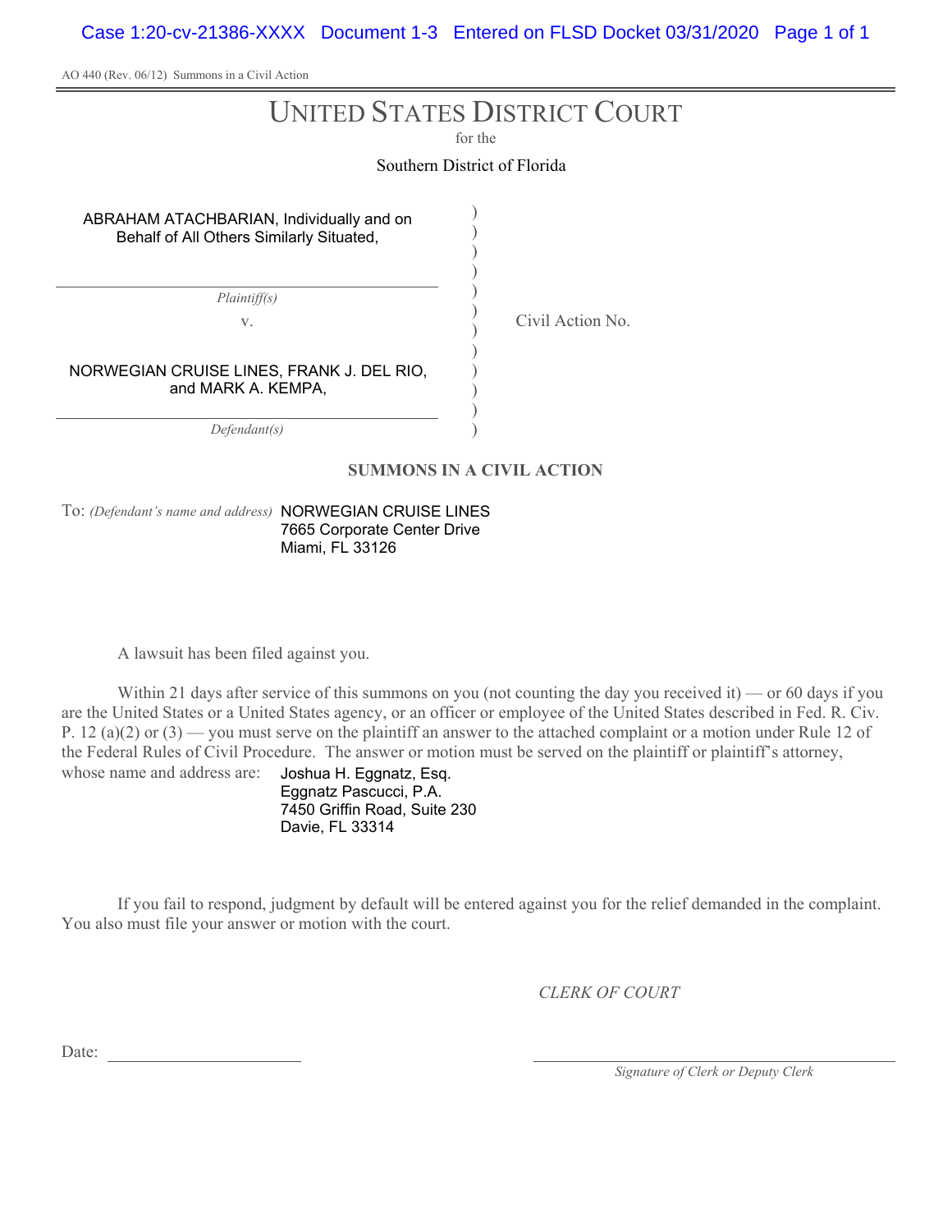AO 440 (Rev. 06/12) Summons in a Civil Action

# UNITED STATES DISTRICT COURT

for the

Southern District of Florida

ABRAHAM ATACHBARIAN, Individually and on Behalf of All Others Similarly Situated,

*Plaintiff(s)*

v.

NORWEGIAN CRUISE LINES, FRANK J. DEL RIO, and MARK A. KEMPA,

*Defendant(s)*

Civil Action No.

## SUMMONS IN A CIVIL ACTION

To: *(Defendant's name and address)* NORWEGIAN CRUISE LINES
7665 Corporate Center Drive
Miami, FL 33126

A lawsuit has been filed against you.

Within 21 days after service of this summons on you (not counting the day you received it) — or 60 days if you are the United States or a United States agency, or an officer or employee of the United States described in Fed. R. Civ. P. 12 (a)(2) or (3) — you must serve on the plaintiff an answer to the attached complaint or a motion under Rule 12 of the Federal Rules of Civil Procedure. The answer or motion must be served on the plaintiff or plaintiff's attorney, whose name and address are:

Joshua H. Eggnatz, Esq.
Eggnatz Pascucci, P.A.
7450 Griffin Road, Suite 230
Davie, FL 33314

If you fail to respond, judgment by default will be entered against you for the relief demanded in the complaint. You also must file your answer or motion with the court.

*CLERK OF COURT*

Date: ______________________

______________________________
*Signature of Clerk or Deputy Clerk*